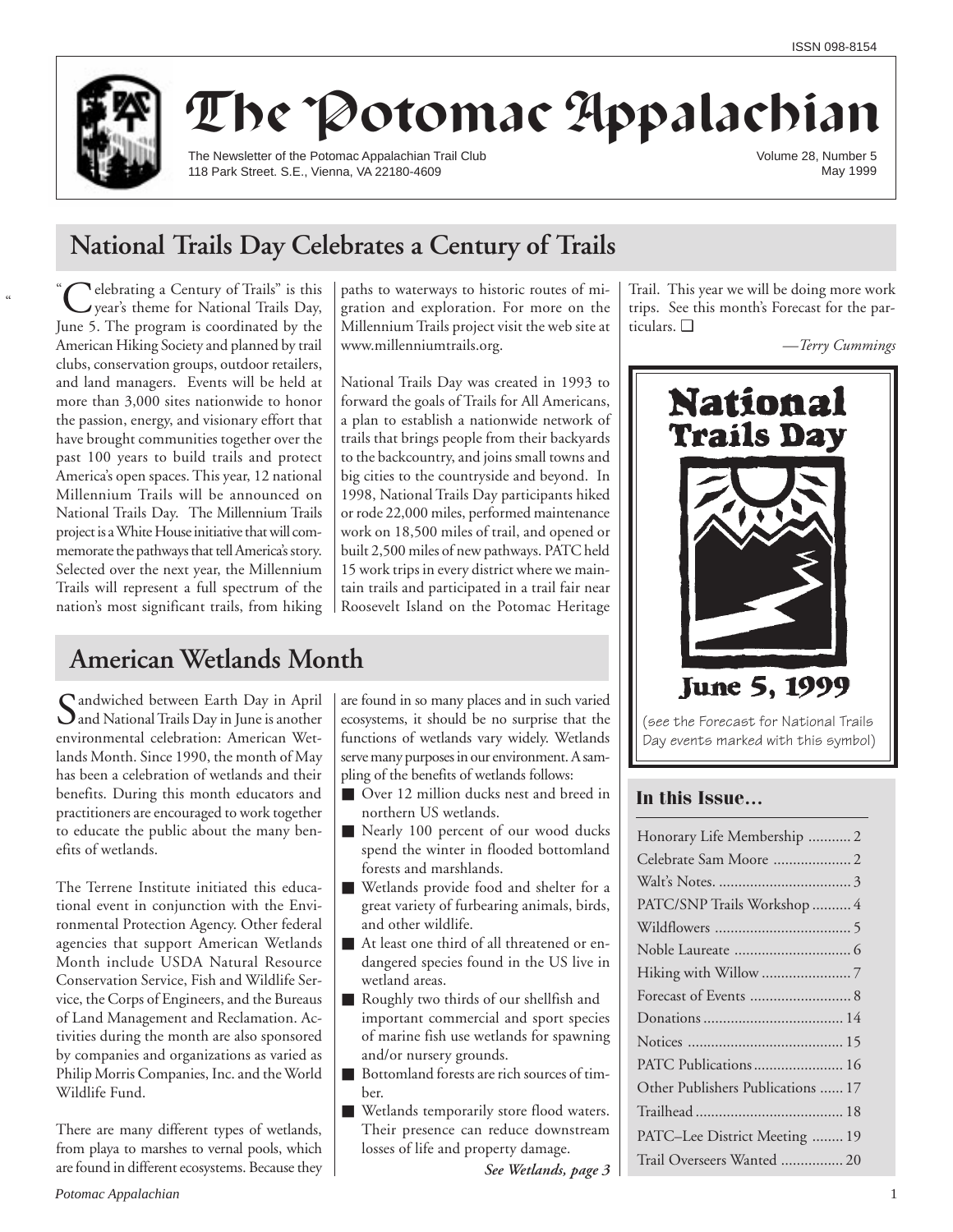ISSN 098-8154

# The Potomac Appalachian

The Newsletter of the Potomac Appalachian Trail Club
118 Park Street. S.E., Vienna, VA 22180-4609

Volume 28, Number 5
May 1999

## National Trails Day Celebrates a Century of Trails

"Celebrating a Century of Trails" is this year's theme for National Trails Day, June 5. The program is coordinated by the American Hiking Society and planned by trail clubs, conservation groups, outdoor retailers, and land managers. Events will be held at more than 3,000 sites nationwide to honor the passion, energy, and visionary effort that have brought communities together over the past 100 years to build trails and protect America's open spaces. This year, 12 national Millennium Trails will be announced on National Trails Day. The Millennium Trails project is a White House initiative that will commemorate the pathways that tell America's story. Selected over the next year, the Millennium Trails will represent a full spectrum of the nation's most significant trails, from hiking paths to waterways to historic routes of migration and exploration. For more on the Millennium Trails project visit the web site at www.millenniumtrails.org.

National Trails Day was created in 1993 to forward the goals of Trails for All Americans, a plan to establish a nationwide network of trails that brings people from their backyards to the backcountry, and joins small towns and big cities to the countryside and beyond. In 1998, National Trails Day participants hiked or rode 22,000 miles, performed maintenance work on 18,500 miles of trail, and opened or built 2,500 miles of new pathways. PATC held 15 work trips in every district where we maintain trails and participated in a trail fair near Roosevelt Island on the Potomac Heritage Trail. This year we will be doing more work trips. See this month's Forecast for the particulars. ❑

*—Terry Cummings*

**National Trails Day**

**June 5, 1999**

(see the Forecast for National Trails Day events marked with this symbol)

## American Wetlands Month

Sandwiched between Earth Day in April and National Trails Day in June is another environmental celebration: American Wetlands Month. Since 1990, the month of May has been a celebration of wetlands and their benefits. During this month educators and practitioners are encouraged to work together to educate the public about the many benefits of wetlands.

The Terrene Institute initiated this educational event in conjunction with the Environmental Protection Agency. Other federal agencies that support American Wetlands Month include USDA Natural Resource Conservation Service, Fish and Wildlife Service, the Corps of Engineers, and the Bureaus of Land Management and Reclamation. Activities during the month are also sponsored by companies and organizations as varied as Philip Morris Companies, Inc. and the World Wildlife Fund.

There are many different types of wetlands, from playa to marshes to vernal pools, which are found in different ecosystems. Because they are found in so many places and in such varied ecosystems, it should be no surprise that the functions of wetlands vary widely. Wetlands serve many purposes in our environment. A sampling of the benefits of wetlands follows:

- Over 12 million ducks nest and breed in northern US wetlands.
- Nearly 100 percent of our wood ducks spend the winter in flooded bottomland forests and marshlands.
- Wetlands provide food and shelter for a great variety of furbearing animals, birds, and other wildlife.
- At least one third of all threatened or endangered species found in the US live in wetland areas.
- Roughly two thirds of our shellfish and important commercial and sport species of marine fish use wetlands for spawning and/or nursery grounds.
- Bottomland forests are rich sources of timber.
- Wetlands temporarily store flood waters. Their presence can reduce downstream losses of life and property damage.

***See Wetlands, page 3***

### In this Issue...

| | |
|---|---|
| Honorary Life Membership | 2 |
| Celebrate Sam Moore | 2 |
| Walt's Notes. | 3 |
| PATC/SNP Trails Workshop | 4 |
| Wildflowers | 5 |
| Noble Laureate | 6 |
| Hiking with Willow | 7 |
| Forecast of Events | 8 |
| Donations | 14 |
| Notices | 15 |
| PATC Publications | 16 |
| Other Publishers Publications | 17 |
| Trailhead | 18 |
| PATC–Lee District Meeting | 19 |
| Trail Overseers Wanted | 20 |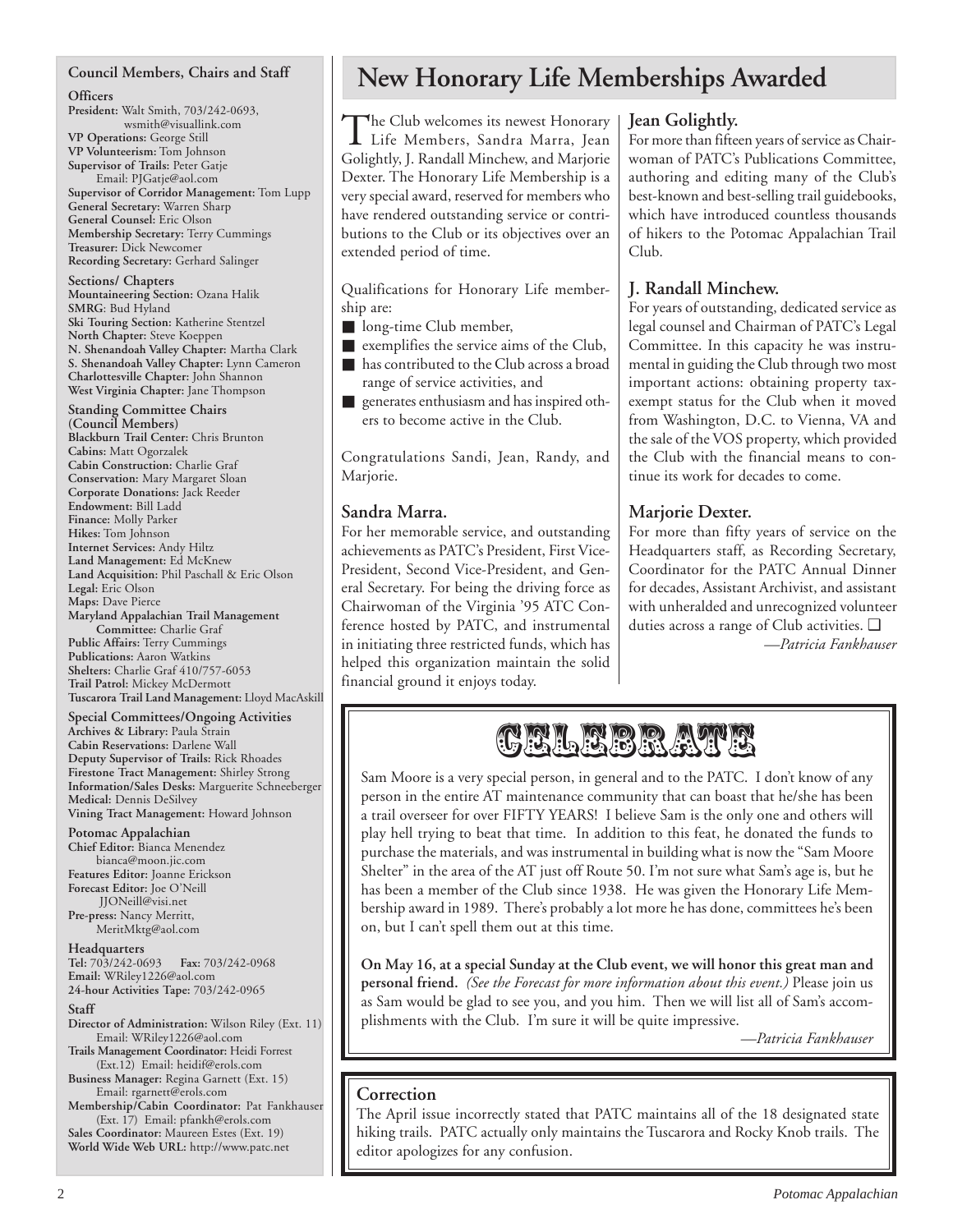## Council Members, Chairs and Staff

**Officers**

**President:** Walt Smith, 703/242-0693, wsmith@visuallink.com
**VP Operations:** George Still
**VP Volunteerism:** Tom Johnson
**Supervisor of Trails:** Peter Gatje Email: PJGatje@aol.com
**Supervisor of Corridor Management:** Tom Lupp
**General Secretary:** Warren Sharp
**General Counsel:** Eric Olson
**Membership Secretary:** Terry Cummings
**Treasurer:** Dick Newcomer
**Recording Secretary:** Gerhard Salinger

**Sections/ Chapters**

**Mountaineering Section:** Ozana Halik
**SMRG**: Bud Hyland
**Ski Touring Section:** Katherine Stentzel
**North Chapter:** Steve Koeppen
**N. Shenandoah Valley Chapter:** Martha Clark
**S. Shenandoah Valley Chapter:** Lynn Cameron
**Charlottesville Chapter:** John Shannon
**West Virginia Chapter:** Jane Thompson

**Standing Committee Chairs (Council Members)**

**Blackburn Trail Center:** Chris Brunton
**Cabins:** Matt Ogorzalek
**Cabin Construction:** Charlie Graf
**Conservation:** Mary Margaret Sloan
**Corporate Donations:** Jack Reeder
**Endowment:** Bill Ladd
**Finance:** Molly Parker
**Hikes:** Tom Johnson
**Internet Services:** Andy Hiltz
**Land Management:** Ed McKnew
**Land Acquisition:** Phil Paschall & Eric Olson
**Legal:** Eric Olson
**Maps:** Dave Pierce
**Maryland Appalachian Trail Management Committee:** Charlie Graf
**Public Affairs:** Terry Cummings
**Publications:** Aaron Watkins
**Shelters:** Charlie Graf 410/757-6053
**Trail Patrol:** Mickey McDermott
**Tuscarora Trail Land Management:** Lloyd MacAskill

**Special Committees/Ongoing Activities**

**Archives & Library:** Paula Strain
**Cabin Reservations:** Darlene Wall
**Deputy Supervisor of Trails:** Rick Rhoades
**Firestone Tract Management:** Shirley Strong
**Information/Sales Desks:** Marguerite Schneeberger
**Medical:** Dennis DeSilvey
**Vining Tract Management:** Howard Johnson

**Potomac Appalachian**

**Chief Editor:** Bianca Menendez bianca@moon.jic.com
**Features Editor:** Joanne Erickson
**Forecast Editor:** Joe O'Neill JJONeill@visi.net
**Pre-press:** Nancy Merritt, MeritMktg@aol.com

**Headquarters**

**Tel:** 703/242-0693 **Fax:** 703/242-0968
**Email:** WRiley1226@aol.com
**24-hour Activities Tape:** 703/242-0965

**Staff**

**Director of Administration:** Wilson Riley (Ext. 11) Email: WRiley1226@aol.com
**Trails Management Coordinator:** Heidi Forrest (Ext.12) Email: heidif@erols.com
**Business Manager:** Regina Garnett (Ext. 15) Email: rgarnett@erols.com
**Membership/Cabin Coordinator:** Pat Fankhauser (Ext. 17) Email: pfankh@erols.com
**Sales Coordinator:** Maureen Estes (Ext. 19)
**World Wide Web URL:** http://www.patc.net

# New Honorary Life Memberships Awarded

The Club welcomes its newest Honorary Life Members, Sandra Marra, Jean Golightly, J. Randall Minchew, and Marjorie Dexter. The Honorary Life Membership is a very special award, reserved for members who have rendered outstanding service or contributions to the Club or its objectives over an extended period of time.

Qualifications for Honorary Life membership are:

- long-time Club member,
- exemplifies the service aims of the Club,
- has contributed to the Club across a broad range of service activities, and
- generates enthusiasm and has inspired others to become active in the Club.

Congratulations Sandi, Jean, Randy, and Marjorie.

### Sandra Marra.

For her memorable service, and outstanding achievements as PATC's President, First Vice-President, Second Vice-President, and General Secretary. For being the driving force as Chairwoman of the Virginia '95 ATC Conference hosted by PATC, and instrumental in initiating three restricted funds, which has helped this organization maintain the solid financial ground it enjoys today.

### Jean Golightly.

For more than fifteen years of service as Chairwoman of PATC's Publications Committee, authoring and editing many of the Club's best-known and best-selling trail guidebooks, which have introduced countless thousands of hikers to the Potomac Appalachian Trail Club.

### J. Randall Minchew.

For years of outstanding, dedicated service as legal counsel and Chairman of PATC's Legal Committee. In this capacity he was instrumental in guiding the Club through two most important actions: obtaining property tax-exempt status for the Club when it moved from Washington, D.C. to Vienna, VA and the sale of the VOS property, which provided the Club with the financial means to continue its work for decades to come.

### Marjorie Dexter.

For more than fifty years of service on the Headquarters staff, as Recording Secretary, Coordinator for the PATC Annual Dinner for decades, Assistant Archivist, and assistant with unheralded and unrecognized volunteer duties across a range of Club activities. ❑

*—Patricia Fankhauser*

## CELEBRATE

Sam Moore is a very special person, in general and to the PATC. I don't know of any person in the entire AT maintenance community that can boast that he/she has been a trail overseer for over FIFTY YEARS! I believe Sam is the only one and others will play hell trying to beat that time. In addition to this feat, he donated the funds to purchase the materials, and was instrumental in building what is now the "Sam Moore Shelter" in the area of the AT just off Route 50. I'm not sure what Sam's age is, but he has been a member of the Club since 1938. He was given the Honorary Life Membership award in 1989. There's probably a lot more he has done, committees he's been on, but I can't spell them out at this time.

**On May 16, at a special Sunday at the Club event, we will honor this great man and personal friend.** *(See the Forecast for more information about this event.)* Please join us as Sam would be glad to see you, and you him. Then we will list all of Sam's accomplishments with the Club. I'm sure it will be quite impressive.

*—Patricia Fankhauser*

### Correction

The April issue incorrectly stated that PATC maintains all of the 18 designated state hiking trails. PATC actually only maintains the Tuscarora and Rocky Knob trails. The editor apologizes for any confusion.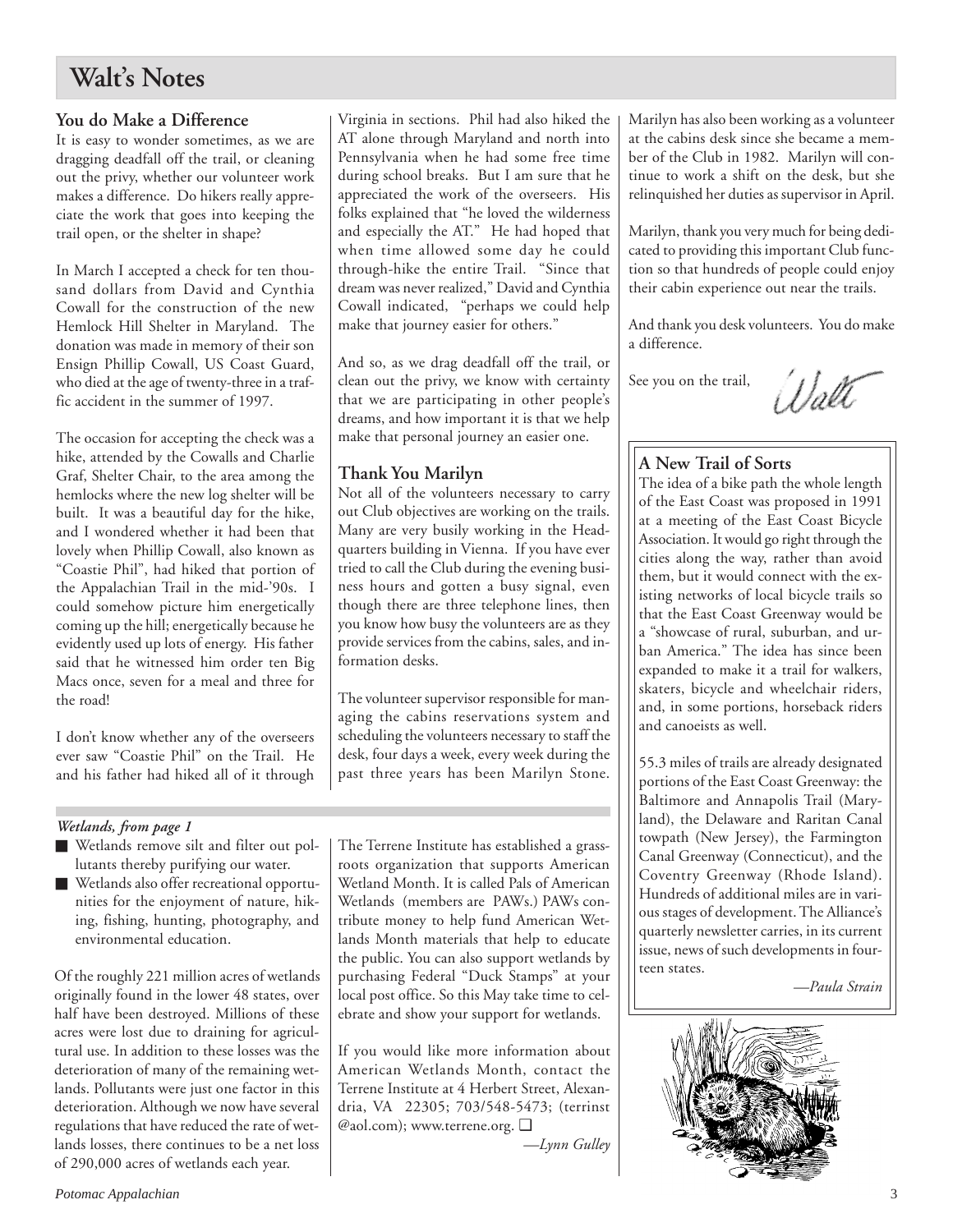# Walt's Notes

## You do Make a Difference

It is easy to wonder sometimes, as we are dragging deadfall off the trail, or cleaning out the privy, whether our volunteer work makes a difference. Do hikers really appreciate the work that goes into keeping the trail open, or the shelter in shape?

In March I accepted a check for ten thousand dollars from David and Cynthia Cowall for the construction of the new Hemlock Hill Shelter in Maryland. The donation was made in memory of their son Ensign Phillip Cowall, US Coast Guard, who died at the age of twenty-three in a traffic accident in the summer of 1997.

The occasion for accepting the check was a hike, attended by the Cowalls and Charlie Graf, Shelter Chair, to the area among the hemlocks where the new log shelter will be built. It was a beautiful day for the hike, and I wondered whether it had been that lovely when Phillip Cowall, also known as "Coastie Phil", had hiked that portion of the Appalachian Trail in the mid-'90s. I could somehow picture him energetically coming up the hill; energetically because he evidently used up lots of energy. His father said that he witnessed him order ten Big Macs once, seven for a meal and three for the road!

I don't know whether any of the overseers ever saw "Coastie Phil" on the Trail. He and his father had hiked all of it through Virginia in sections. Phil had also hiked the AT alone through Maryland and north into Pennsylvania when he had some free time during school breaks. But I am sure that he appreciated the work of the overseers. His folks explained that "he loved the wilderness and especially the AT." He had hoped that when time allowed some day he could through-hike the entire Trail. "Since that dream was never realized," David and Cynthia Cowall indicated, "perhaps we could help make that journey easier for others."

And so, as we drag deadfall off the trail, or clean out the privy, we know with certainty that we are participating in other people's dreams, and how important it is that we help make that personal journey an easier one.

## Thank You Marilyn

Not all of the volunteers necessary to carry out Club objectives are working on the trails. Many are very busily working in the Headquarters building in Vienna. If you have ever tried to call the Club during the evening business hours and gotten a busy signal, even though there are three telephone lines, then you know how busy the volunteers are as they provide services from the cabins, sales, and information desks.

The volunteer supervisor responsible for managing the cabins reservations system and scheduling the volunteers necessary to staff the desk, four days a week, every week during the past three years has been Marilyn Stone. Marilyn has also been working as a volunteer at the cabins desk since she became a member of the Club in 1982. Marilyn will continue to work a shift on the desk, but she relinquished her duties as supervisor in April.

Marilyn, thank you very much for being dedicated to providing this important Club function so that hundreds of people could enjoy their cabin experience out near the trails.

And thank you desk volunteers. You do make a difference.

See you on the trail,

Walt

---

*Wetlands, from page 1*

- Wetlands remove silt and filter out pollutants thereby purifying our water.
- Wetlands also offer recreational opportunities for the enjoyment of nature, hiking, fishing, hunting, photography, and environmental education.

Of the roughly 221 million acres of wetlands originally found in the lower 48 states, over half have been destroyed. Millions of these acres were lost due to draining for agricultural use. In addition to these losses was the deterioration of many of the remaining wetlands. Pollutants were just one factor in this deterioration. Although we now have several regulations that have reduced the rate of wetlands losses, there continues to be a net loss of 290,000 acres of wetlands each year.

The Terrene Institute has established a grassroots organization that supports American Wetland Month. It is called Pals of American Wetlands (members are PAWs.) PAWs contribute money to help fund American Wetlands Month materials that help to educate the public. You can also support wetlands by purchasing Federal "Duck Stamps" at your local post office. So this May take time to celebrate and show your support for wetlands.

If you would like more information about American Wetlands Month, contact the Terrene Institute at 4 Herbert Street, Alexandria, VA 22305; 703/548-5473; (terrinst @aol.com); www.terrene.org. ❑

*—Lynn Gulley*

---

## A New Trail of Sorts

The idea of a bike path the whole length of the East Coast was proposed in 1991 at a meeting of the East Coast Bicycle Association. It would go right through the cities along the way, rather than avoid them, but it would connect with the existing networks of local bicycle trails so that the East Coast Greenway would be a "showcase of rural, suburban, and urban America." The idea has since been expanded to make it a trail for walkers, skaters, bicycle and wheelchair riders, and, in some portions, horseback riders and canoeists as well.

55.3 miles of trails are already designated portions of the East Coast Greenway: the Baltimore and Annapolis Trail (Maryland), the Delaware and Raritan Canal towpath (New Jersey), the Farmington Canal Greenway (Connecticut), and the Coventry Greenway (Rhode Island). Hundreds of additional miles are in various stages of development. The Alliance's quarterly newsletter carries, in its current issue, news of such developments in fourteen states.

*—Paula Strain*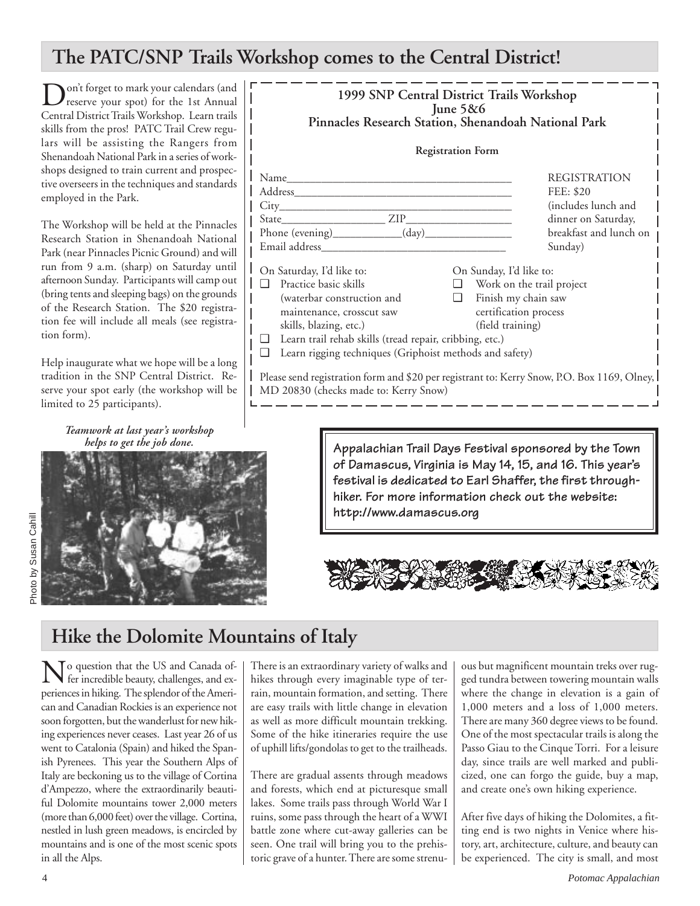## The PATC/SNP Trails Workshop comes to the Central District!

Don't forget to mark your calendars (and reserve your spot) for the 1st Annual Central District Trails Workshop. Learn trails skills from the pros! PATC Trail Crew regulars will be assisting the Rangers from Shenandoah National Park in a series of workshops designed to train current and prospective overseers in the techniques and standards employed in the Park.

The Workshop will be held at the Pinnacles Research Station in Shenandoah National Park (near Pinnacles Picnic Ground) and will run from 9 a.m. (sharp) on Saturday until afternoon Sunday. Participants will camp out (bring tents and sleeping bags) on the grounds of the Research Station. The $20 registration fee will include all meals (see registration form).

Help inaugurate what we hope will be a long tradition in the SNP Central District. Reserve your spot early (the workshop will be limited to 25 participants).

**1999 SNP Central District Trails Workshop**
**June 5&6**
**Pinnacles Research Station, Shenandoah National Park**

**Registration Form**

Name________________________________________
Address______________________________________
City_________________________________________
State__________________ ZIP__________________
Phone (evening)____________(day)_______________
Email address_________________________________

REGISTRATION FEE: $20 (includes lunch and dinner on Saturday, breakfast and lunch on Sunday)

On Saturday, I'd like to:
- ❑ Practice basic skills (waterbar construction and maintenance, crosscut saw skills, blazing, etc.)
- ❑ Learn trail rehab skills (tread repair, cribbing, etc.)
- ❑ Learn rigging techniques (Griphoist methods and safety)

On Sunday, I'd like to:
- ❑ Work on the trail project
- ❑ Finish my chain saw certification process (field training)

Please send registration form and $20 per registrant to: Kerry Snow, P.O. Box 1169, Olney, MD 20830 (checks made to: Kerry Snow)

***Teamwork at last year's workshop helps to get the job done.***

Photo by Susan Cahill

**Appalachian Trail Days Festival sponsored by the Town of Damascus, Virginia is May 14, 15, and 16. This year's festival is dedicated to Earl Shaffer, the first through-hiker. For more information check out the website: http://www.damascus.org**

## Hike the Dolomite Mountains of Italy

No question that the US and Canada offer incredible beauty, challenges, and experiences in hiking. The splendor of the American and Canadian Rockies is an experience not soon forgotten, but the wanderlust for new hiking experiences never ceases. Last year 26 of us went to Catalonia (Spain) and hiked the Spanish Pyrenees. This year the Southern Alps of Italy are beckoning us to the village of Cortina d'Ampezzo, where the extraordinarily beautiful Dolomite mountains tower 2,000 meters (more than 6,000 feet) over the village. Cortina, nestled in lush green meadows, is encircled by mountains and is one of the most scenic spots in all the Alps.

There is an extraordinary variety of walks and hikes through every imaginable type of terrain, mountain formation, and setting. There are easy trails with little change in elevation as well as more difficult mountain trekking. Some of the hike itineraries require the use of uphill lifts/gondolas to get to the trailheads.

There are gradual assents through meadows and forests, which end at picturesque small lakes. Some trails pass through World War I ruins, some pass through the heart of a WWI battle zone where cut-away galleries can be seen. One trail will bring you to the prehistoric grave of a hunter. There are some strenuous but magnificent mountain treks over rugged tundra between towering mountain walls where the change in elevation is a gain of 1,000 meters and a loss of 1,000 meters. There are many 360 degree views to be found. One of the most spectacular trails is along the Passo Giau to the Cinque Torri. For a leisure day, since trails are well marked and publicized, one can forgo the guide, buy a map, and create one's own hiking experience.

After five days of hiking the Dolomites, a fitting end is two nights in Venice where history, art, architecture, culture, and beauty can be experienced. The city is small, and most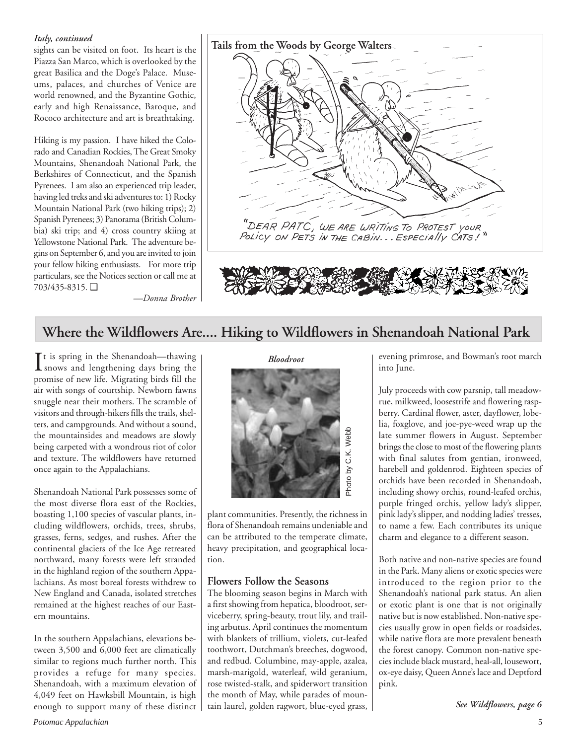*Italy, continued*

sights can be visited on foot. Its heart is the Piazza San Marco, which is overlooked by the great Basilica and the Doge's Palace. Museums, palaces, and churches of Venice are world renowned, and the Byzantine Gothic, early and high Renaissance, Baroque, and Rococo architecture and art is breathtaking.

Hiking is my passion. I have hiked the Colorado and Canadian Rockies, The Great Smoky Mountains, Shenandoah National Park, the Berkshires of Connecticut, and the Spanish Pyrenees. I am also an experienced trip leader, having led treks and ski adventures to: 1) Rocky Mountain National Park (two hiking trips); 2) Spanish Pyrenees; 3) Panorama (British Columbia) ski trip; and 4) cross country skiing at Yellowstone National Park. The adventure begins on September 6, and you are invited to join your fellow hiking enthusiasts. For more trip particulars, see the Notices section or call me at 703/435-8315. ❑

*—Donna Brother*

**Tails from the Woods by George Walters**

"DEAR PATC, WE ARE WRITING TO PROTEST YOUR POLICY ON PETS IN THE CABIN... ESPECIALLY CATS!"

## Where the Wildflowers Are.... Hiking to Wildflowers in Shenandoah National Park

It is spring in the Shenandoah—thawing snows and lengthening days bring the promise of new life. Migrating birds fill the air with songs of courtship. Newborn fawns snuggle near their mothers. The scramble of visitors and through-hikers fills the trails, shelters, and campgrounds. And without a sound, the mountainsides and meadows are slowly being carpeted with a wondrous riot of color and texture. The wildflowers have returned once again to the Appalachians.

Shenandoah National Park possesses some of the most diverse flora east of the Rockies, boasting 1,100 species of vascular plants, including wildflowers, orchids, trees, shrubs, grasses, ferns, sedges, and rushes. After the continental glaciers of the Ice Age retreated northward, many forests were left stranded in the highland region of the southern Appalachians. As most boreal forests withdrew to New England and Canada, isolated stretches remained at the highest reaches of our Eastern mountains.

In the southern Appalachians, elevations between 3,500 and 6,000 feet are climatically similar to regions much further north. This provides a refuge for many species. Shenandoah, with a maximum elevation of 4,049 feet on Hawksbill Mountain, is high enough to support many of these distinct plant communities. Presently, the richness in flora of Shenandoah remains undeniable and can be attributed to the temperate climate, heavy precipitation, and geographical location.

*Bloodroot*

Photo by C.K. Webb

### Flowers Follow the Seasons

The blooming season begins in March with a first showing from hepatica, bloodroot, serviceberry, spring-beauty, trout lily, and trailing arbutus. April continues the momentum with blankets of trillium, violets, cut-leafed toothwort, Dutchman's breeches, dogwood, and redbud. Columbine, may-apple, azalea, marsh-marigold, waterleaf, wild geranium, rose twisted-stalk, and spiderwort transition the month of May, while parades of mountain laurel, golden ragwort, blue-eyed grass, evening primrose, and Bowman's root march into June.

July proceeds with cow parsnip, tall meadow-rue, milkweed, loosestrife and flowering raspberry. Cardinal flower, aster, dayflower, lobelia, foxglove, and joe-pye-weed wrap up the late summer flowers in August. September brings the close to most of the flowering plants with final salutes from gentian, ironweed, harebell and goldenrod. Eighteen species of orchids have been recorded in Shenandoah, including showy orchis, round-leafed orchis, purple fringed orchis, yellow lady's slipper, pink lady's slipper, and nodding ladies' tresses, to name a few. Each contributes its unique charm and elegance to a different season.

Both native and non-native species are found in the Park. Many aliens or exotic species were introduced to the region prior to the Shenandoah's national park status. An alien or exotic plant is one that is not originally native but is now established. Non-native species usually grow in open fields or roadsides, while native flora are more prevalent beneath the forest canopy. Common non-native species include black mustard, heal-all, lousewort, ox-eye daisy, Queen Anne's lace and Deptford pink.

*See Wildflowers, page 6*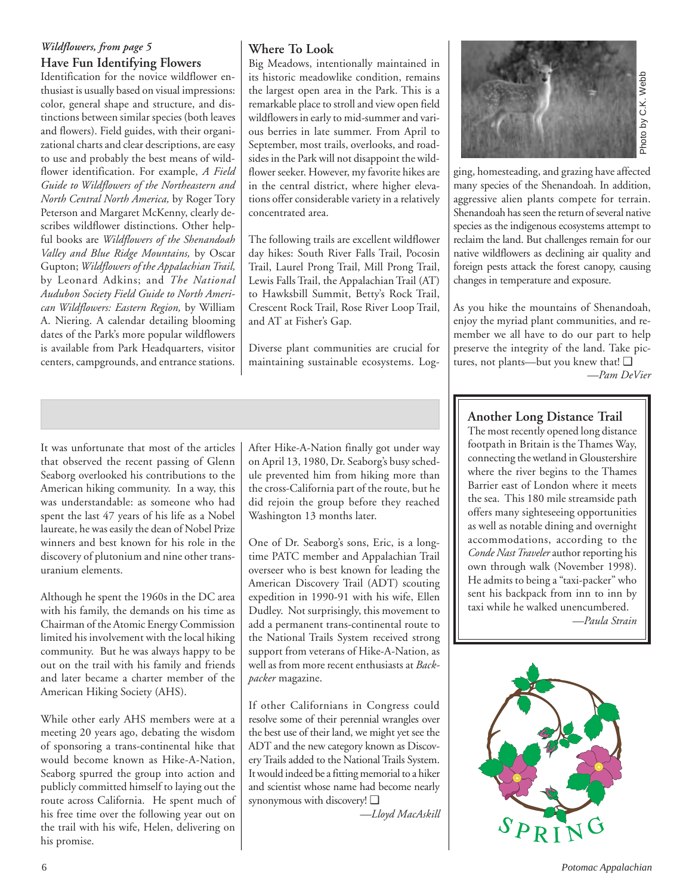*Wildflowers, from page 5*

### Have Fun Identifying Flowers

Identification for the novice wildflower enthusiast is usually based on visual impressions: color, general shape and structure, and distinctions between similar species (both leaves and flowers). Field guides, with their organizational charts and clear descriptions, are easy to use and probably the best means of wildflower identification. For example, *A Field Guide to Wildflowers of the Northeastern and North Central North America,* by Roger Tory Peterson and Margaret McKenny, clearly describes wildflower distinctions. Other helpful books are *Wildflowers of the Shenandoah Valley and Blue Ridge Mountains,* by Oscar Gupton; *Wildflowers of the Appalachian Trail,* by Leonard Adkins; and *The National Audubon Society Field Guide to North American Wildflowers: Eastern Region,* by William A. Niering. A calendar detailing blooming dates of the Park's more popular wildflowers is available from Park Headquarters, visitor centers, campgrounds, and entrance stations.

### Where To Look

Big Meadows, intentionally maintained in its historic meadowlike condition, remains the largest open area in the Park. This is a remarkable place to stroll and view open field wildflowers in early to mid-summer and various berries in late summer. From April to September, most trails, overlooks, and roadsides in the Park will not disappoint the wildflower seeker. However, my favorite hikes are in the central district, where higher elevations offer considerable variety in a relatively concentrated area.

The following trails are excellent wildflower day hikes: South River Falls Trail, Pocosin Trail, Laurel Prong Trail, Mill Prong Trail, Lewis Falls Trail, the Appalachian Trail (AT) to Hawksbill Summit, Betty's Rock Trail, Crescent Rock Trail, Rose River Loop Trail, and AT at Fisher's Gap.

Diverse plant communities are crucial for maintaining sustainable ecosystems. Logging, homesteading, and grazing have affected many species of the Shenandoah. In addition, aggressive alien plants compete for terrain. Shenandoah has seen the return of several native species as the indigenous ecosystems attempt to reclaim the land. But challenges remain for our native wildflowers as declining air quality and foreign pests attack the forest canopy, causing changes in temperature and exposure.

Photo by C.K. Webb

As you hike the mountains of Shenandoah, enjoy the myriad plant communities, and remember we all have to do our part to help preserve the integrity of the land. Take pictures, not plants—but you knew that! ❑

*—Pam DeVier*

---

It was unfortunate that most of the articles that observed the recent passing of Glenn Seaborg overlooked his contributions to the American hiking community. In a way, this was understandable: as someone who had spent the last 47 years of his life as a Nobel laureate, he was easily the dean of Nobel Prize winners and best known for his role in the discovery of plutonium and nine other transuranium elements.

Although he spent the 1960s in the DC area with his family, the demands on his time as Chairman of the Atomic Energy Commission limited his involvement with the local hiking community. But he was always happy to be out on the trail with his family and friends and later became a charter member of the American Hiking Society (AHS).

While other early AHS members were at a meeting 20 years ago, debating the wisdom of sponsoring a trans-continental hike that would become known as Hike-A-Nation, Seaborg spurred the group into action and publicly committed himself to laying out the route across California. He spent much of his free time over the following year out on the trail with his wife, Helen, delivering on his promise.

After Hike-A-Nation finally got under way on April 13, 1980, Dr. Seaborg's busy schedule prevented him from hiking more than the cross-California part of the route, but he did rejoin the group before they reached Washington 13 months later.

One of Dr. Seaborg's sons, Eric, is a longtime PATC member and Appalachian Trail overseer who is best known for leading the American Discovery Trail (ADT) scouting expedition in 1990-91 with his wife, Ellen Dudley. Not surprisingly, this movement to add a permanent trans-continental route to the National Trails System received strong support from veterans of Hike-A-Nation, as well as from more recent enthusiasts at *Backpacker* magazine.

If other Californians in Congress could resolve some of their perennial wrangles over the best use of their land, we might yet see the ADT and the new category known as Discovery Trails added to the National Trails System. It would indeed be a fitting memorial to a hiker and scientist whose name had become nearly synonymous with discovery! ❑

*—Lloyd MacAskill*

---

### Another Long Distance Trail

The most recently opened long distance footpath in Britain is the Thames Way, connecting the wetland in Gloustershire where the river begins to the Thames Barrier east of London where it meets the sea. This 180 mile streamside path offers many sighteseeing opportunities as well as notable dining and overnight accommodations, according to the *Conde Nast Traveler* author reporting his own through walk (November 1998). He admits to being a "taxi-packer" who sent his backpack from inn to inn by taxi while he walked unencumbered.

*—Paula Strain*

SPRING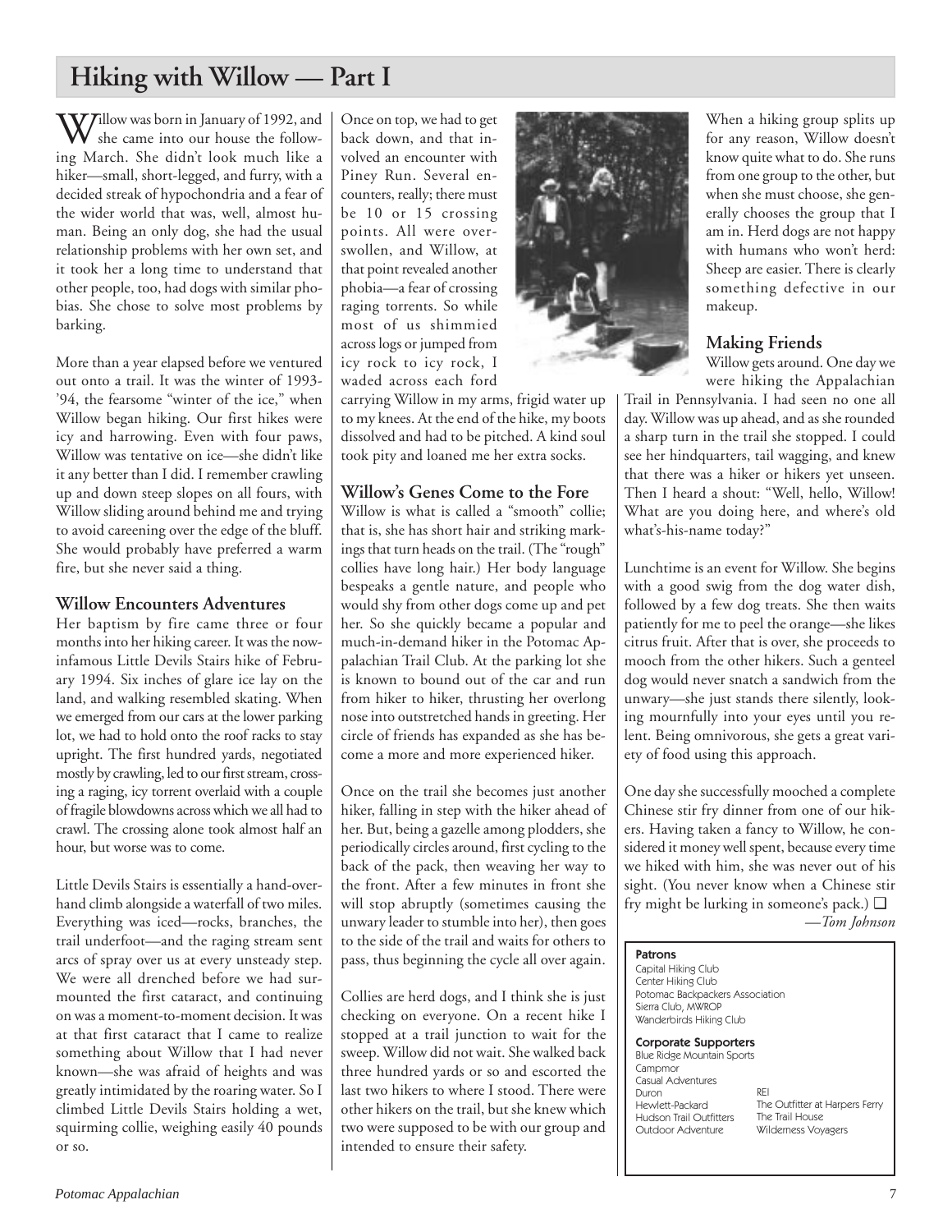# Hiking with Willow — Part I

Willow was born in January of 1992, and she came into our house the following March. She didn't look much like a hiker—small, short-legged, and furry, with a decided streak of hypochondria and a fear of the wider world that was, well, almost human. Being an only dog, she had the usual relationship problems with her own set, and it took her a long time to understand that other people, too, had dogs with similar phobias. She chose to solve most problems by barking.

More than a year elapsed before we ventured out onto a trail. It was the winter of 1993-'94, the fearsome "winter of the ice," when Willow began hiking. Our first hikes were icy and harrowing. Even with four paws, Willow was tentative on ice—she didn't like it any better than I did. I remember crawling up and down steep slopes on all fours, with Willow sliding around behind me and trying to avoid careening over the edge of the bluff. She would probably have preferred a warm fire, but she never said a thing.

### Willow Encounters Adventures

Her baptism by fire came three or four months into her hiking career. It was the now-infamous Little Devils Stairs hike of February 1994. Six inches of glare ice lay on the land, and walking resembled skating. When we emerged from our cars at the lower parking lot, we had to hold onto the roof racks to stay upright. The first hundred yards, negotiated mostly by crawling, led to our first stream, crossing a raging, icy torrent overlaid with a couple of fragile blowdowns across which we all had to crawl. The crossing alone took almost half an hour, but worse was to come.

Little Devils Stairs is essentially a hand-over-hand climb alongside a waterfall of two miles. Everything was iced—rocks, branches, the trail underfoot—and the raging stream sent arcs of spray over us at every unsteady step. We were all drenched before we had surmounted the first cataract, and continuing on was a moment-to-moment decision. It was at that first cataract that I came to realize something about Willow that I had never known—she was afraid of heights and was greatly intimidated by the roaring water. So I climbed Little Devils Stairs holding a wet, squirming collie, weighing easily 40 pounds or so.

Once on top, we had to get back down, and that involved an encounter with Piney Run. Several encounters, really; there must be 10 or 15 crossing points. All were overswollen, and Willow, at that point revealed another phobia—a fear of crossing raging torrents. So while most of us shimmied across logs or jumped from icy rock to icy rock, I waded across each ford carrying Willow in my arms, frigid water up to my knees. At the end of the hike, my boots dissolved and had to be pitched. A kind soul took pity and loaned me her extra socks.

### Willow's Genes Come to the Fore

Willow is what is called a "smooth" collie; that is, she has short hair and striking markings that turn heads on the trail. (The "rough" collies have long hair.) Her body language bespeaks a gentle nature, and people who would shy from other dogs come up and pet her. So she quickly became a popular and much-in-demand hiker in the Potomac Appalachian Trail Club. At the parking lot she is known to bound out of the car and run from hiker to hiker, thrusting her overlong nose into outstretched hands in greeting. Her circle of friends has expanded as she has become a more and more experienced hiker.

Once on the trail she becomes just another hiker, falling in step with the hiker ahead of her. But, being a gazelle among plodders, she periodically circles around, first cycling to the back of the pack, then weaving her way to the front. After a few minutes in front she will stop abruptly (sometimes causing the unwary leader to stumble into her), then goes to the side of the trail and waits for others to pass, thus beginning the cycle all over again.

Collies are herd dogs, and I think she is just checking on everyone. On a recent hike I stopped at a trail junction to wait for the sweep. Willow did not wait. She walked back three hundred yards or so and escorted the last two hikers to where I stood. There were other hikers on the trail, but she knew which two were supposed to be with our group and intended to ensure their safety.

When a hiking group splits up for any reason, Willow doesn't know quite what to do. She runs from one group to the other, but when she must choose, she generally chooses the group that I am in. Herd dogs are not happy with humans who won't herd: Sheep are easier. There is clearly something defective in our makeup.

### Making Friends

Willow gets around. One day we were hiking the Appalachian Trail in Pennsylvania. I had seen no one all day. Willow was up ahead, and as she rounded a sharp turn in the trail she stopped. I could see her hindquarters, tail wagging, and knew that there was a hiker or hikers yet unseen. Then I heard a shout: "Well, hello, Willow! What are you doing here, and where's old what's-his-name today?"

Lunchtime is an event for Willow. She begins with a good swig from the dog water dish, followed by a few dog treats. She then waits patiently for me to peel the orange—she likes citrus fruit. After that is over, she proceeds to mooch from the other hikers. Such a genteel dog would never snatch a sandwich from the unwary—she just stands there silently, looking mournfully into your eyes until you relent. Being omnivorous, she gets a great variety of food using this approach.

One day she successfully mooched a complete Chinese stir fry dinner from one of our hikers. Having taken a fancy to Willow, he considered it money well spent, because every time we hiked with him, she was never out of his sight. (You never know when a Chinese stir fry might be lurking in someone's pack.) ❑

*—Tom Johnson*

---

**Patrons**

Capital Hiking Club
Center Hiking Club
Potomac Backpackers Association
Sierra Club, MWROP
Wanderbirds Hiking Club

**Corporate Supporters**

Blue Ridge Mountain Sports
Campmor
Casual Adventures
Duron
Hewlett-Packard
Hudson Trail Outfitters
Outdoor Adventure
REI
The Outfitter at Harpers Ferry
The Trail House
Wilderness Voyagers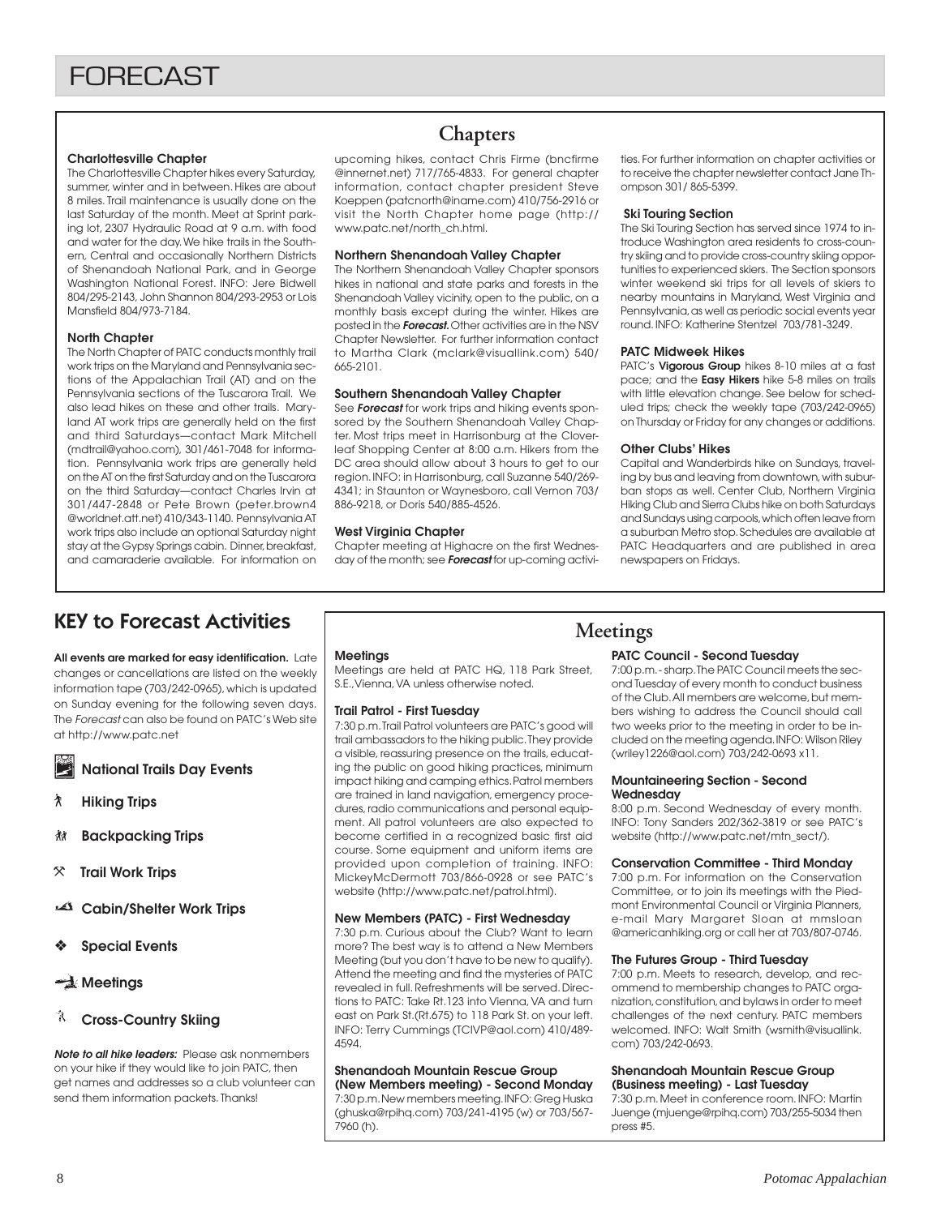# FORECAST

## Chapters

### Charlottesville Chapter

The Charlottesville Chapter hikes every Saturday, summer, winter and in between. Hikes are about 8 miles. Trail maintenance is usually done on the last Saturday of the month. Meet at Sprint parking lot, 2307 Hydraulic Road at 9 a.m. with food and water for the day. We hike trails in the Southern, Central and occasionally Northern Districts of Shenandoah National Park, and in George Washington National Forest. INFO: Jere Bidwell 804/295-2143, John Shannon 804/293-2953 or Lois Mansfield 804/973-7184.

### North Chapter

The North Chapter of PATC conducts monthly trail work trips on the Maryland and Pennsylvania sections of the Appalachian Trail (AT) and on the Pennsylvania sections of the Tuscarora Trail. We also lead hikes on these and other trails. Maryland AT work trips are generally held on the first and third Saturdays—contact Mark Mitchell (mdtrail@yahoo.com), 301/461-7048 for information. Pennsylvania work trips are generally held on the AT on the first Saturday and on the Tuscarora on the third Saturday—contact Charles Irvin at 301/447-2848 or Pete Brown (peter.brown4 @worldnet.att.net) 410/343-1140. Pennsylvania AT work trips also include an optional Saturday night stay at the Gypsy Springs cabin. Dinner, breakfast, and camaraderie available. For information on upcoming hikes, contact Chris Firme (bncfirme @innernet.net) 717/765-4833. For general chapter information, contact chapter president Steve Koeppen (patcnorth@iname.com) 410/756-2916 or visit the North Chapter home page (http:// www.patc.net/north_ch.html.

### Northern Shenandoah Valley Chapter

The Northern Shenandoah Valley Chapter sponsors hikes in national and state parks and forests in the Shenandoah Valley vicinity, open to the public, on a monthly basis except during the winter. Hikes are posted in the ***Forecast.*** Other activities are in the NSV Chapter Newsletter. For further information contact to Martha Clark (mclark@visuallink.com) 540/ 665-2101.

### Southern Shenandoah Valley Chapter

See ***Forecast*** for work trips and hiking events sponsored by the Southern Shenandoah Valley Chapter. Most trips meet in Harrisonburg at the Cloverleaf Shopping Center at 8:00 a.m. Hikers from the DC area should allow about 3 hours to get to our region. INFO: in Harrisonburg, call Suzanne 540/269-4341; in Staunton or Waynesboro, call Vernon 703/ 886-9218, or Doris 540/885-4526.

### West Virginia Chapter

Chapter meeting at Highacre on the first Wednesday of the month; see ***Forecast*** for up-coming activities. For further information on chapter activities or to receive the chapter newsletter contact Jane Thompson 301/ 865-5399.

### Ski Touring Section

The Ski Touring Section has served since 1974 to introduce Washington area residents to cross-country skiing and to provide cross-country skiing opportunities to experienced skiers. The Section sponsors winter weekend ski trips for all levels of skiers to nearby mountains in Maryland, West Virginia and Pennsylvania, as well as periodic social events year round. INFO: Katherine Stentzel 703/781-3249.

### PATC Midweek Hikes

PATC's **Vigorous Group** hikes 8-10 miles at a fast pace; and the **Easy Hikers** hike 5-8 miles on trails with little elevation change. See below for scheduled trips; check the weekly tape (703/242-0965) on Thursday or Friday for any changes or additions.

### Other Clubs' Hikes

Capital and Wanderbirds hike on Sundays, traveling by bus and leaving from downtown, with suburban stops as well. Center Club, Northern Virginia Hiking Club and Sierra Clubs hike on both Saturdays and Sundays using carpools, which often leave from a suburban Metro stop. Schedules are available at PATC Headquarters and are published in area newspapers on Fridays.

## KEY to Forecast Activities

**All events are marked for easy identification.** Late changes or cancellations are listed on the weekly information tape (703/242-0965), which is updated on Sunday evening for the following seven days. The *Forecast* can also be found on PATC's Web site at http://www.patc.net

- **National Trails Day Events**
- **Hiking Trips**
- **Backpacking Trips**
- **Trail Work Trips**
- **Cabin/Shelter Work Trips**
- **Special Events**
- **Meetings**
- **Cross-Country Skiing**

***Note to all hike leaders:*** Please ask nonmembers on your hike if they would like to join PATC, then get names and addresses so a club volunteer can send them information packets. Thanks!

## Meetings

### Meetings

Meetings are held at PATC HQ, 118 Park Street, S.E., Vienna, VA unless otherwise noted.

### Trail Patrol - First Tuesday

7:30 p.m. Trail Patrol volunteers are PATC's good will trail ambassadors to the hiking public. They provide a visible, reassuring presence on the trails, educating the public on good hiking practices, minimum impact hiking and camping ethics. Patrol members are trained in land navigation, emergency procedures, radio communications and personal equipment. All patrol volunteers are also expected to become certified in a recognized basic first aid course. Some equipment and uniform items are provided upon completion of training. INFO: MickeyMcDermott 703/866-0928 or see PATC's website (http://www.patc.net/patrol.html).

### New Members (PATC) - First Wednesday

7:30 p.m. Curious about the Club? Want to learn more? The best way is to attend a New Members Meeting (but you don't have to be new to qualify). Attend the meeting and find the mysteries of PATC revealed in full. Refreshments will be served. Directions to PATC: Take Rt.123 into Vienna, VA and turn east on Park St.(Rt.675) to 118 Park St. on your left. INFO: Terry Cummings (TCIVP@aol.com) 410/489-4594.

### Shenandoah Mountain Rescue Group (New Members meeting) - Second Monday

7:30 p.m. New members meeting. INFO: Greg Huska (ghuska@rpihq.com) 703/241-4195 (w) or 703/567-7960 (h).

### PATC Council - Second Tuesday

7:00 p.m. - sharp. The PATC Council meets the second Tuesday of every month to conduct business of the Club. All members are welcome, but members wishing to address the Council should call two weeks prior to the meeting in order to be included on the meeting agenda. INFO: Wilson Riley (wriley1226@aol.com) 703/242-0693 x11.

### Mountaineering Section - Second Wednesday

8:00 p.m. Second Wednesday of every month. INFO: Tony Sanders 202/362-3819 or see PATC's website (http://www.patc.net/mtn_sect/).

### Conservation Committee - Third Monday

7:00 p.m. For information on the Conservation Committee, or to join its meetings with the Piedmont Environmental Council or Virginia Planners, e-mail Mary Margaret Sloan at mmsloan @americanhiking.org or call her at 703/807-0746.

### The Futures Group - Third Tuesday

7:00 p.m. Meets to research, develop, and recommend to membership changes to PATC organization, constitution, and bylaws in order to meet challenges of the next century. PATC members welcomed. INFO: Walt Smith (wsmith@visuallink. com) 703/242-0693.

### Shenandoah Mountain Rescue Group (Business meeting) - Last Tuesday

7:30 p.m. Meet in conference room. INFO: Martin Juenge (mjuenge@rpihq.com) 703/255-5034 then press #5.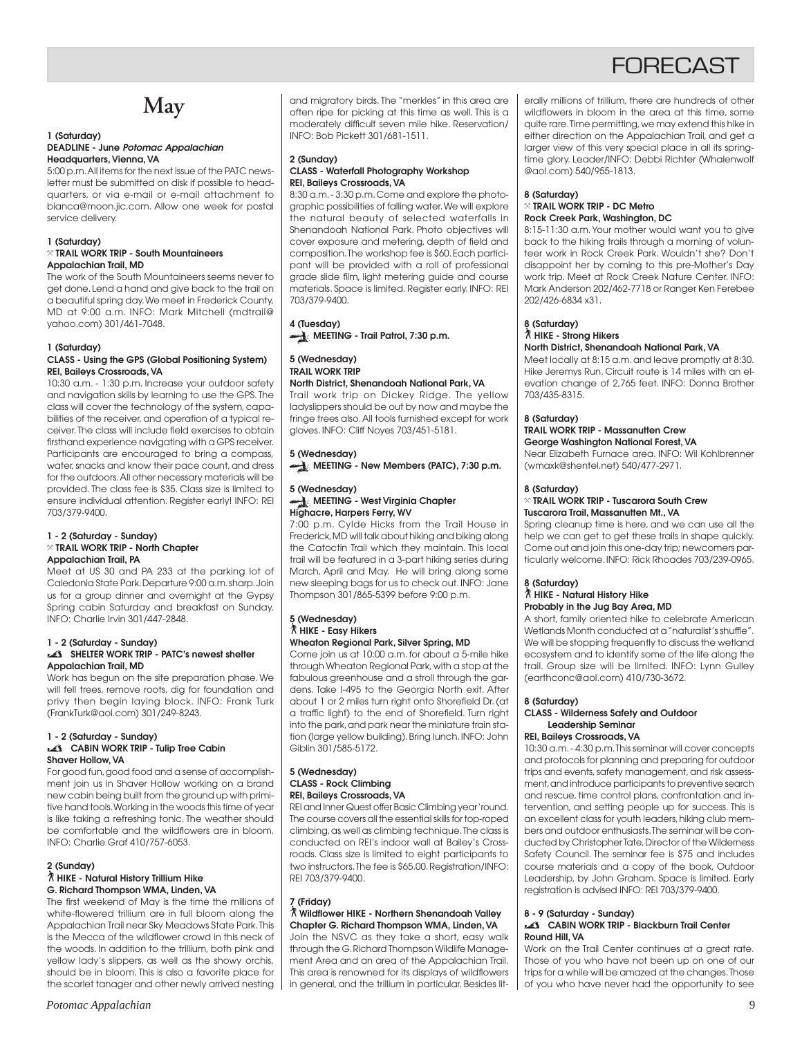# FORECAST

## May

**1 (Saturday)**
**DEADLINE - June *Potomac Appalachian***
**Headquarters, Vienna, VA**

5:00 p.m. All items for the next issue of the PATC newsletter must be submitted on disk if possible to headquarters, or via e-mail or e-mail attachment to bianca@moon.jic.com. Allow one week for postal service delivery.

**1 (Saturday)**
**TRAIL WORK TRIP - South Mountaineers**
**Appalachian Trail, MD**

The work of the South Mountaineers seems never to get done. Lend a hand and give back to the trail on a beautiful spring day. We meet in Frederick County, MD at 9:00 a.m. INFO: Mark Mitchell (mdtrail@yahoo.com) 301/461-7048.

**1 (Saturday)**
**CLASS - Using the GPS (Global Positioning System)**
**REI, Baileys Crossroads, VA**

10:30 a.m. - 1:30 p.m. Increase your outdoor safety and navigation skills by learning to use the GPS. The class will cover the technology of the system, capabilities of the receiver, and operation of a typical receiver. The class will include field exercises to obtain firsthand experience navigating with a GPS receiver. Participants are encouraged to bring a compass, water, snacks and know their pace count, and dress for the outdoors. All other necessary materials will be provided. The class fee is $35. Class size is limited to ensure individual attention. Register early! INFO: REI 703/379-9400.

**1 - 2 (Saturday - Sunday)**
**TRAIL WORK TRIP - North Chapter**
**Appalachian Trail, PA**

Meet at US 30 and PA 233 at the parking lot of Caledonia State Park. Departure 9:00 a.m. sharp. Join us for a group dinner and overnight at the Gypsy Spring cabin Saturday and breakfast on Sunday. INFO: Charlie Irvin 301/447-2848.

**1 - 2 (Saturday - Sunday)**
**SHELTER WORK TRIP - PATC's newest shelter**
**Appalachian Trail, MD**

Work has begun on the site preparation phase. We will fell trees, remove roots, dig for foundation and privy then begin laying block. INFO: Frank Turk (FrankTurk@aol.com) 301/249-8243.

**1 - 2 (Saturday - Sunday)**
**CABIN WORK TRIP - Tulip Tree Cabin**
**Shaver Hollow, VA**

For good fun, good food and a sense of accomplishment join us in Shaver Hollow working on a brand new cabin being built from the ground up with primitive hand tools. Working in the woods this time of year is like taking a refreshing tonic. The weather should be comfortable and the wildflowers are in bloom. INFO: Charlie Graf 410/757-6053.

**2 (Sunday)**
**HIKE - Natural History Trillium Hike**
**G. Richard Thompson WMA, Linden, VA**

The first weekend of May is the time the millions of white-flowered trillium are in full bloom along the Appalachian Trail near Sky Meadows State Park. This is the Mecca of the wildflower crowd in this neck of the woods. In addition to the trillium, both pink and yellow lady's slippers, as well as the showy orchis, should be in bloom. This is also a favorite place for the scarlet tanager and other newly arrived nesting and migratory birds. The "merkles" in this area are often ripe for picking at this time as well. This is a moderately difficult seven mile hike. Reservation/INFO: Bob Pickett 301/681-1511.

**2 (Sunday)**
**CLASS - Waterfall Photography Workshop**
**REI, Baileys Crossroads, VA**

8:30 a.m. - 3:30 p.m. Come and explore the photographic possibilities of falling water. We will explore the natural beauty of selected waterfalls in Shenandoah National Park. Photo objectives will cover exposure and metering, depth of field and composition. The workshop fee is $60. Each participant will be provided with a roll of professional grade slide film, light metering guide and course materials. Space is limited. Register early. INFO: REI 703/379-9400.

**4 (Tuesday)**
**MEETING - Trail Patrol, 7:30 p.m.**

**5 (Wednesday)**
**TRAIL WORK TRIP**
**North District, Shenandoah National Park, VA**

Trail work trip on Dickey Ridge. The yellow ladyslippers should be out by now and maybe the fringe trees also. All tools furnished except for work gloves. INFO: Cliff Noyes 703/451-5181.

**5 (Wednesday)**
**MEETING - New Members (PATC), 7:30 p.m.**

**5 (Wednesday)**
**MEETING - West Virginia Chapter**
**Highacre, Harpers Ferry, WV**

7:00 p.m. Cylde Hicks from the Trail House in Frederick, MD will talk about hiking and biking along the Catoctin Trail which they maintain. This local trail will be featured in a 3-part hiking series during March, April and May. He will bring along some new sleeping bags for us to check out. INFO: Jane Thompson 301/865-5399 before 9:00 p.m.

**5 (Wednesday)**
**HIKE - Easy Hikers**
**Wheaton Regional Park, Silver Spring, MD**

Come join us at 10:00 a.m. for about a 5-mile hike through Wheaton Regional Park, with a stop at the fabulous greenhouse and a stroll through the gardens. Take I-495 to the Georgia North exit. After about 1 or 2 miles turn right onto Shorefield Dr. (at a traffic light) to the end of Shorefield. Turn right into the park, and park near the miniature train station (large yellow building). Bring lunch. INFO: John Giblin 301/585-5172.

**5 (Wednesday)**
**CLASS - Rock Climbing**
**REI, Baileys Crossroads, VA**

REI and Inner Quest offer Basic Climbing year 'round. The course covers all the essential skills for top-roped climbing, as well as climbing technique. The class is conducted on REI's indoor wall at Bailey's Crossroads. Class size is limited to eight participants to two instructors. The fee is $65.00. Registration/INFO: REI 703/379-9400.

**7 (Friday)**
**Wildflower HIKE - Northern Shenandoah Valley Chapter G. Richard Thompson WMA, Linden, VA**

Join the NSVC as they take a short, easy walk through the G. Richard Thompson Wildlife Management Area and an area of the Appalachian Trail. This area is renowned for its displays of wildflowers in general, and the trillium in particular. Besides literally millions of trillium, there are hundreds of other wildflowers in bloom in the area at this time, some quite rare. Time permitting, we may extend this hike in either direction on the Appalachian Trail, and get a larger view of this very special place in all its springtime glory. Leader/INFO: Debbi Richter (Whalenwolf@aol.com) 540/955-1813.

**8 (Saturday)**
**TRAIL WORK TRIP - DC Metro**
**Rock Creek Park, Washington, DC**

8:15-11:30 a.m. Your mother would want you to give back to the hiking trails through a morning of volunteer work in Rock Creek Park. Wouldn't she? Don't disappoint her by coming to this pre-Mother's Day work trip. Meet at Rock Creek Nature Center. INFO: Mark Anderson 202/462-7718 or Ranger Ken Ferebee 202/426-6834 x31.

**8 (Saturday)**
**HIKE - Strong Hikers**
**North District, Shenandoah National Park, VA**

Meet locally at 8:15 a.m. and leave promptly at 8:30. Hike Jeremys Run. Circuit route is 14 miles with an elevation change of 2,765 feet. INFO: Donna Brother 703/435-8315.

**8 (Saturday)**
**TRAIL WORK TRIP - Massanutten Crew**
**George Washington National Forest, VA**

Near Elizabeth Furnace area. INFO: Wil Kohlbrenner (wmaxk@shentel.net) 540/477-2971.

**8 (Saturday)**
**TRAIL WORK TRIP - Tuscarora South Crew**
**Tuscarora Trail, Massanutten Mt., VA**

Spring cleanup time is here, and we can use all the help we can get to get these trails in shape quickly. Come out and join this one-day trip; newcomers particularly welcome. INFO: Rick Rhoades 703/239-0965.

**8 (Saturday)**
**HIKE - Natural History Hike**
**Probably in the Jug Bay Area, MD**

A short, family oriented hike to celebrate American Wetlands Month conducted at a "naturalist's shuffle". We will be stopping frequently to discuss the wetland ecosystem and to identify some of the life along the trail. Group size will be limited. INFO: Lynn Gulley (earthconc@aol.com) 410/730-3672.

**8 (Saturday)**
**CLASS - Wilderness Safety and Outdoor Leadership Seminar**
**REI, Baileys Crossroads, VA**

10:30 a.m. - 4:30 p.m. This seminar will cover concepts and protocols for planning and preparing for outdoor trips and events, safety management, and risk assessment, and introduce participants to preventive search and rescue, time control plans, confrontation and intervention, and setting people up for success. This is an excellent class for youth leaders, hiking club members and outdoor enthusiasts. The seminar will be conducted by Christopher Tate, Director of the Wilderness Safety Council. The seminar fee is $75 and includes course materials and a copy of the book, Outdoor Leadership, by John Graham. Space is limited. Early registration is advised INFO: REI 703/379-9400.

**8 - 9 (Saturday - Sunday)**
**CABIN WORK TRIP - Blackburn Trail Center**
**Round Hill, VA**

Work on the Trail Center continues at a great rate. Those of you who have not been up on one of our trips for a while will be amazed at the changes. Those of you who have never had the opportunity to see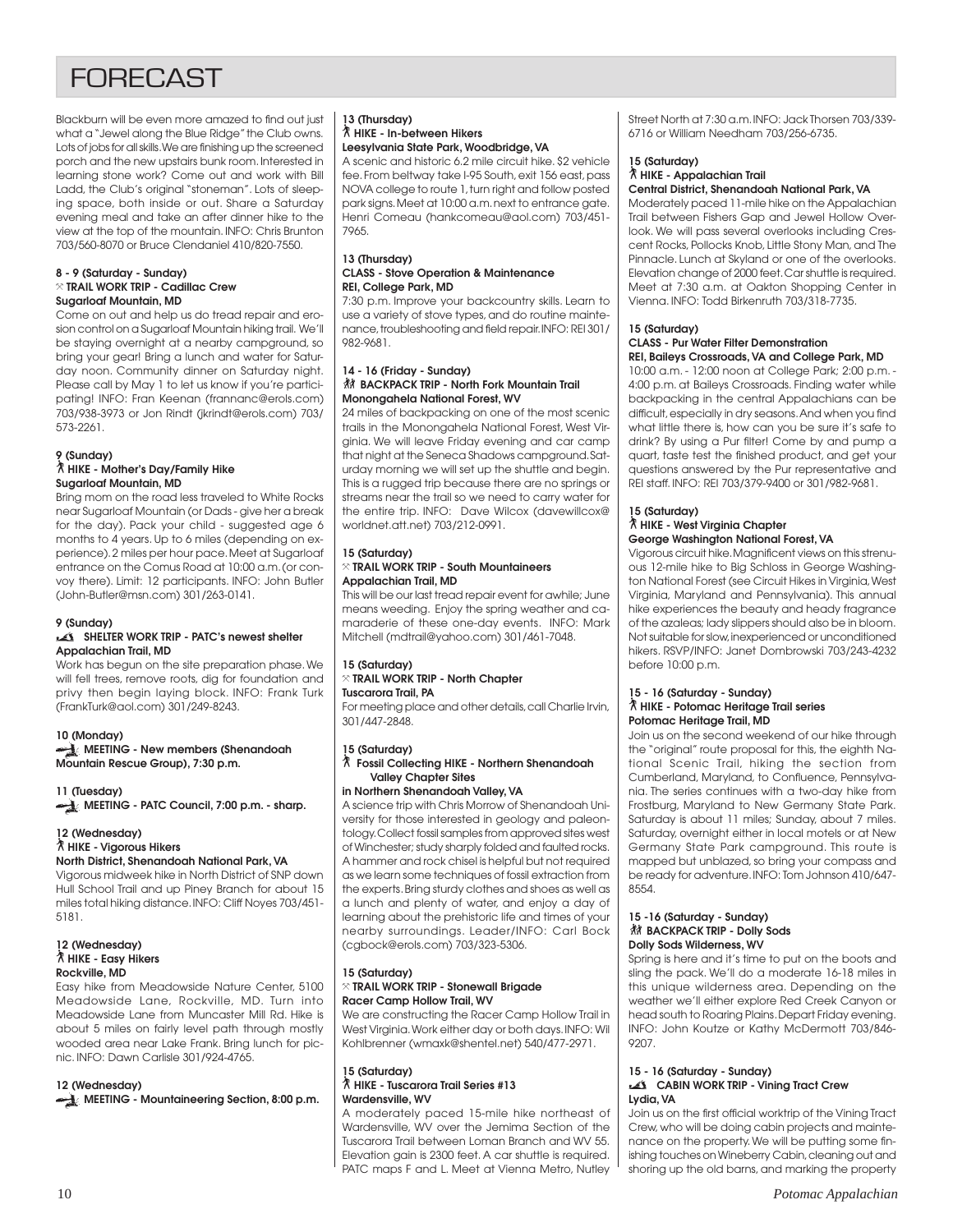# FORECAST

Blackburn will be even more amazed to find out just what a "Jewel along the Blue Ridge" the Club owns. Lots of jobs for all skills. We are finishing up the screened porch and the new upstairs bunk room. Interested in learning stone work? Come out and work with Bill Ladd, the Club's original "stoneman". Lots of sleeping space, both inside or out. Share a Saturday evening meal and take an after dinner hike to the view at the top of the mountain. INFO: Chris Brunton 703/560-8070 or Bruce Clendaniel 410/820-7550.

**8 - 9 (Saturday - Sunday)**
**TRAIL WORK TRIP - Cadillac Crew**
**Sugarloaf Mountain, MD**

Come on out and help us do tread repair and erosion control on a Sugarloaf Mountain hiking trail. We'll be staying overnight at a nearby campground, so bring your gear! Bring a lunch and water for Saturday noon. Community dinner on Saturday night. Please call by May 1 to let us know if you're participating! INFO: Fran Keenan (frannanc@erols.com) 703/938-3973 or Jon Rindt (jkrindt@erols.com) 703/573-2261.

**9 (Sunday)**
**HIKE - Mother's Day/Family Hike**
**Sugarloaf Mountain, MD**

Bring mom on the road less traveled to White Rocks near Sugarloaf Mountain (or Dads - give her a break for the day). Pack your child - suggested age 6 months to 4 years. Up to 6 miles (depending on experience). 2 miles per hour pace. Meet at Sugarloaf entrance on the Comus Road at 10:00 a.m. (or convoy there). Limit: 12 participants. INFO: John Butler (John-Butler@msn.com) 301/263-0141.

**9 (Sunday)**
**SHELTER WORK TRIP - PATC's newest shelter**
**Appalachian Trail, MD**

Work has begun on the site preparation phase. We will fell trees, remove roots, dig for foundation and privy then begin laying block. INFO: Frank Turk (FrankTurk@aol.com) 301/249-8243.

**10 (Monday)**
**MEETING - New members (Shenandoah Mountain Rescue Group), 7:30 p.m.**

**11 (Tuesday)**
**MEETING - PATC Council, 7:00 p.m. - sharp.**

**12 (Wednesday)**
**HIKE - Vigorous Hikers**
**North District, Shenandoah National Park, VA**

Vigorous midweek hike in North District of SNP down Hull School Trail and up Piney Branch for about 15 miles total hiking distance. INFO: Cliff Noyes 703/451-5181.

**12 (Wednesday)**
**HIKE - Easy Hikers**
**Rockville, MD**

Easy hike from Meadowside Nature Center, 5100 Meadowside Lane, Rockville, MD. Turn into Meadowside Lane from Muncaster Mill Rd. Hike is about 5 miles on fairly level path through mostly wooded area near Lake Frank. Bring lunch for picnic. INFO: Dawn Carlisle 301/924-4765.

**12 (Wednesday)**
**MEETING - Mountaineering Section, 8:00 p.m.**

**13 (Thursday)**
**HIKE - In-between Hikers**
**Leesylvania State Park, Woodbridge, VA**

A scenic and historic 6.2 mile circuit hike. $2 vehicle fee. From beltway take I-95 South, exit 156 east, pass NOVA college to route 1, turn right and follow posted park signs. Meet at 10:00 a.m. next to entrance gate. Henri Comeau (hankcomeau@aol.com) 703/451-7965.

**13 (Thursday)**
**CLASS - Stove Operation & Maintenance**
**REI, College Park, MD**

7:30 p.m. Improve your backcountry skills. Learn to use a variety of stove types, and do routine maintenance, troubleshooting and field repair. INFO: REI 301/982-9681.

**14 - 16 (Friday - Sunday)**
**BACKPACK TRIP - North Fork Mountain Trail**
**Monongahela National Forest, WV**

24 miles of backpacking on one of the most scenic trails in the Monongahela National Forest, West Virginia. We will leave Friday evening and car camp that night at the Seneca Shadows campground. Saturday morning we will set up the shuttle and begin. This is a rugged trip because there are no springs or streams near the trail so we need to carry water for the entire trip. INFO: Dave Wilcox (davewillcox@worldnet.att.net) 703/212-0991.

**15 (Saturday)**
**TRAIL WORK TRIP - South Mountaineers**
**Appalachian Trail, MD**

This will be our last tread repair event for awhile; June means weeding. Enjoy the spring weather and camaraderie of these one-day events. INFO: Mark Mitchell (mdtrail@yahoo.com) 301/461-7048.

**15 (Saturday)**
**TRAIL WORK TRIP - North Chapter**
**Tuscarora Trail, PA**

For meeting place and other details, call Charlie Irvin, 301/447-2848.

**15 (Saturday)**
**Fossil Collecting HIKE - Northern Shenandoah Valley Chapter Sites**
**in Northern Shenandoah Valley, VA**

A science trip with Chris Morrow of Shenandoah University for those interested in geology and paleontology. Collect fossil samples from approved sites west of Winchester; study sharply folded and faulted rocks. A hammer and rock chisel is helpful but not required as we learn some techniques of fossil extraction from the experts. Bring sturdy clothes and shoes as well as a lunch and plenty of water, and enjoy a day of learning about the prehistoric life and times of your nearby surroundings. Leader/INFO: Carl Bock (cgbock@erols.com) 703/323-5306.

**15 (Saturday)**
**TRAIL WORK TRIP - Stonewall Brigade**
**Racer Camp Hollow Trail, WV**

We are constructing the Racer Camp Hollow Trail in West Virginia. Work either day or both days. INFO: Wil Kohlbrenner (wmaxk@shentel.net) 540/477-2971.

**15 (Saturday)**
**HIKE - Tuscarora Trail Series #13**
**Wardensville, WV**

A moderately paced 15-mile hike northeast of Wardensville, WV over the Jemima Section of the Tuscarora Trail between Loman Branch and WV 55. Elevation gain is 2300 feet. A car shuttle is required. PATC maps F and L. Meet at Vienna Metro, Nutley Street North at 7:30 a.m. INFO: Jack Thorsen 703/339-6716 or William Needham 703/256-6735.

**15 (Saturday)**
**HIKE - Appalachian Trail**
**Central District, Shenandoah National Park, VA**

Moderately paced 11-mile hike on the Appalachian Trail between Fishers Gap and Jewel Hollow Overlook. We will pass several overlooks including Crescent Rocks, Pollocks Knob, Little Stony Man, and The Pinnacle. Lunch at Skyland or one of the overlooks. Elevation change of 2000 feet. Car shuttle is required. Meet at 7:30 a.m. at Oakton Shopping Center in Vienna. INFO: Todd Birkenruth 703/318-7735.

**15 (Saturday)**
**CLASS - Pur Water Filter Demonstration**
**REI, Baileys Crossroads, VA and College Park, MD**

10:00 a.m. - 12:00 noon at College Park; 2:00 p.m. - 4:00 p.m. at Baileys Crossroads. Finding water while backpacking in the central Appalachians can be difficult, especially in dry seasons. And when you find what little there is, how can you be sure it's safe to drink? By using a Pur filter! Come by and pump a quart, taste test the finished product, and get your questions answered by the Pur representative and REI staff. INFO: REI 703/379-9400 or 301/982-9681.

**15 (Saturday)**
**HIKE - West Virginia Chapter**
**George Washington National Forest, VA**

Vigorous circuit hike. Magnificent views on this strenuous 12-mile hike to Big Schloss in George Washington National Forest (see Circuit Hikes in Virginia, West Virginia, Maryland and Pennsylvania). This annual hike experiences the beauty and heady fragrance of the azaleas; lady slippers should also be in bloom. Not suitable for slow, inexperienced or unconditioned hikers. RSVP/INFO: Janet Dombrowski 703/243-4232 before 10:00 p.m.

**15 - 16 (Saturday - Sunday)**
**HIKE - Potomac Heritage Trail series**
**Potomac Heritage Trail, MD**

Join us on the second weekend of our hike through the "original" route proposal for this, the eighth National Scenic Trail, hiking the section from Cumberland, Maryland, to Confluence, Pennsylvania. The series continues with a two-day hike from Frostburg, Maryland to New Germany State Park. Saturday is about 11 miles; Sunday, about 7 miles. Saturday, overnight either in local motels or at New Germany State Park campground. This route is mapped but unblazed, so bring your compass and be ready for adventure. INFO: Tom Johnson 410/647-8554.

**15 -16 (Saturday - Sunday)**
**BACKPACK TRIP - Dolly Sods**
**Dolly Sods Wilderness, WV**

Spring is here and it's time to put on the boots and sling the pack. We'll do a moderate 16-18 miles in this unique wilderness area. Depending on the weather we'll either explore Red Creek Canyon or head south to Roaring Plains. Depart Friday evening. INFO: John Koutze or Kathy McDermott 703/846-9207.

**15 - 16 (Saturday - Sunday)**
**CABIN WORK TRIP - Vining Tract Crew**
**Lydia, VA**

Join us on the first official worktrip of the Vining Tract Crew, who will be doing cabin projects and maintenance on the property. We will be putting some finishing touches on Wineberry Cabin, cleaning out and shoring up the old barns, and marking the property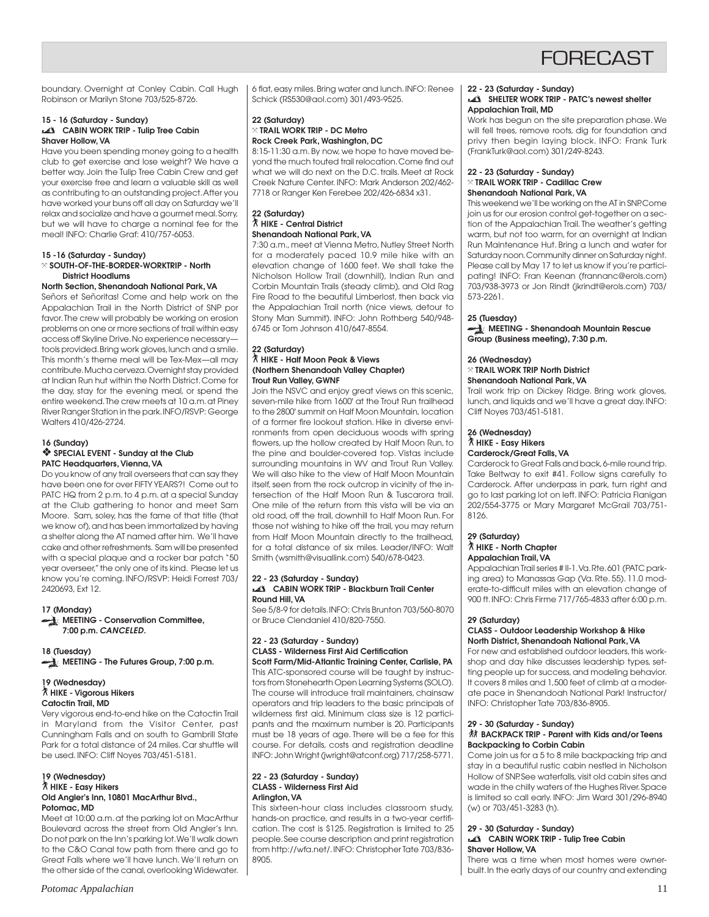boundary. Overnight at Conley Cabin. Call Hugh Robinson or Marilyn Stone 703/525-8726.

**15 - 16 (Saturday - Sunday)**
**CABIN WORK TRIP - Tulip Tree Cabin**
**Shaver Hollow, VA**

Have you been spending money going to a health club to get exercise and lose weight? We have a better way. Join the Tulip Tree Cabin Crew and get your exercise free and learn a valuable skill as well as contributing to an outstanding project. After you have worked your buns off all day on Saturday we'll relax and socialize and have a gourmet meal. Sorry, but we will have to charge a nominal fee for the meal! INFO: Charlie Graf: 410/757-6053.

**15 -16 (Saturday - Sunday)**
**SOUTH-OF-THE-BORDER-WORKTRIP - North District Hoodlums**
**North Section, Shenandoah National Park, VA**

Señors et Señoritas! Come and help work on the Appalachian Trail in the North District of SNP por favor. The crew will probably be working on erosion problems on one or more sections of trail within easy access off Skyline Drive. No experience necessary—tools provided. Bring work gloves, lunch and a smile. This month's theme meal will be Tex-Mex—all may contribute. Mucha cerveza. Overnight stay provided at Indian Run hut within the North District. Come for the day, stay for the evening meal, or spend the entire weekend. The crew meets at 10 a.m. at Piney River Ranger Station in the park. INFO/RSVP: George Walters 410/426-2724.

**16 (Sunday)**
**SPECIAL EVENT - Sunday at the Club**
**PATC Headquarters, Vienna, VA**

Do you know of any trail overseers that can say they have been one for over FIFTY YEARS?! Come out to PATC HQ from 2 p.m. to 4 p.m. at a special Sunday at the Club gathering to honor and meet Sam Moore. Sam, soley, has the fame of that title (that we know of), and has been immortalized by having a shelter along the AT named after him. We'll have cake and other refreshments. Sam will be presented with a special plaque and a rocker bar patch "50 year overseer," the only one of its kind. Please let us know you're coming. INFO/RSVP: Heidi Forrest 703/2420693, Ext 12.

**17 (Monday)**
**MEETING - Conservation Committee, 7:00 p.m.** ***CANCELED.***

**18 (Tuesday)**
**MEETING - The Futures Group, 7:00 p.m.**

**19 (Wednesday)**
**HIKE - Vigorous Hikers**
**Catoctin Trail, MD**

Very vigorous end-to-end hike on the Catoctin Trail in Maryland from the Visitor Center, past Cunningham Falls and on south to Gambrill State Park for a total distance of 24 miles. Car shuttle will be used. INFO: Cliff Noyes 703/451-5181.

**19 (Wednesday)**
**HIKE - Easy Hikers**
**Old Angler's Inn, 10801 MacArthur Blvd., Potomac, MD**

Meet at 10:00 a.m. at the parking lot on MacArthur Boulevard across the street from Old Angler's Inn. Do not park on the Inn's parking lot. We'll walk down to the C&O Canal tow path from there and go to Great Falls where we'll have lunch. We'll return on the other side of the canal, overlooking Widewater. 6 flat, easy miles. Bring water and lunch. INFO: Renee Schick (RS530@aol.com) 301/493-9525.

**22 (Saturday)**
**TRAIL WORK TRIP - DC Metro**
**Rock Creek Park, Washington, DC**

8:15-11:30 a.m. By now, we hope to have moved beyond the much touted trail relocation. Come find out what we will do next on the D.C. trails. Meet at Rock Creek Nature Center. INFO: Mark Anderson 202/462-7718 or Ranger Ken Ferebee 202/426-6834 x31.

**22 (Saturday)**
**HIKE - Central District**
**Shenandoah National Park, VA**

7:30 a.m., meet at Vienna Metro, Nutley Street North for a moderately paced 10.9 mile hike with an elevation change of 1600 feet. We shall take the Nicholson Hollow Trail (downhill), Indian Run and Corbin Mountain Trails (steady climb), and Old Rag Fire Road to the beautiful Limberlost, then back via the Appalachian Trail north (nice views, detour to Stony Man Summit). INFO: John Rothberg 540/948-6745 or Tom Johnson 410/647-8554.

**22 (Saturday)**
**HIKE - Half Moon Peak & Views (Northern Shenandoah Valley Chapter)**
**Trout Run Valley, GWNF**

Join the NSVC and enjoy great views on this scenic, seven-mile hike from 1600' at the Trout Run trailhead to the 2800' summit on Half Moon Mountain, location of a former fire lookout station. Hike in diverse environments from open deciduous woods with spring flowers, up the hollow created by Half Moon Run, to the pine and boulder-covered top. Vistas include surrounding mountains in WV and Trout Run Valley. We will also hike to the view of Half Moon Mountain itself, seen from the rock outcrop in vicinity of the intersection of the Half Moon Run & Tuscarora trail. One mile of the return from this vista will be via an old road, off the trail, downhill to Half Moon Run. For those not wishing to hike off the trail, you may return from Half Moon Mountain directly to the trailhead, for a total distance of six miles. Leader/INFO: Walt Smith (wsmith@visuallink.com) 540/678-0423.

**22 - 23 (Saturday - Sunday)**
**CABIN WORK TRIP - Blackburn Trail Center**
**Round Hill, VA**

See 5/8-9 for details. INFO: Chris Brunton 703/560-8070 or Bruce Clendaniel 410/820-7550.

**22 - 23 (Saturday - Sunday)**
**CLASS - Wilderness First Aid Certification**
**Scott Farm/Mid-Atlantic Training Center, Carlisle, PA**

This ATC-sponsored course will be taught by instructors from Stonehearth Open Learning Systems (SOLO). The course will introduce trail maintainers, chainsaw operators and trip leaders to the basic principals of wilderness first aid. Minimum class size is 12 participants and the maximum number is 20. Participants must be 18 years of age. There will be a fee for this course. For details, costs and registration deadline INFO: John Wright (jwright@atconf.org) 717/258-5771.

**22 - 23 (Saturday - Sunday)**
**CLASS - Wilderness First Aid**
**Arlington, VA**

This sixteen-hour class includes classroom study, hands-on practice, and results in a two-year certification. The cost is $125. Registration is limited to 25 people. See course description and print registration from http://wfa.net/. INFO: Christopher Tate 703/836-8905.

**22 - 23 (Saturday - Sunday)**
**SHELTER WORK TRIP - PATC's newest shelter**
**Appalachian Trail, MD**

Work has begun on the site preparation phase. We will fell trees, remove roots, dig for foundation and privy then begin laying block. INFO: Frank Turk (FrankTurk@aol.com) 301/249-8243.

**22 - 23 (Saturday - Sunday)**
**TRAIL WORK TRIP - Cadillac Crew**
**Shenandoah National Park, VA**

This weekend we'll be working on the AT in SNP. Come join us for our erosion control get-together on a section of the Appalachian Trail. The weather's getting warm, but not too warm, for an overnight at Indian Run Maintenance Hut. Bring a lunch and water for Saturday noon. Community dinner on Saturday night. Please call by May 17 to let us know if you're participating! INFO: Fran Keenan (frannanc@erols.com) 703/938-3973 or Jon Rindt (jkrindt@erols.com) 703/573-2261.

**25 (Tuesday)**
**MEETING - Shenandoah Mountain Rescue Group (Business meeting), 7:30 p.m.**

**26 (Wednesday)**
**TRAIL WORK TRIP North District**
**Shenandoah National Park, VA**

Trail work trip on Dickey Ridge. Bring work gloves, lunch, and liquids and we'll have a great day. INFO: Cliff Noyes 703/451-5181.

**26 (Wednesday)**
**HIKE - Easy Hikers**
**Carderock/Great Falls, VA**

Carderock to Great Falls and back, 6-mile round trip. Take Beltway to exit #41. Follow signs carefully to Carderock. After underpass in park, turn right and go to last parking lot on left. INFO: Patricia Flanigan 202/554-3775 or Mary Margaret McGrail 703/751-8126.

**29 (Saturday)**
**HIKE - North Chapter**
**Appalachian Trail, VA**

Appalachian Trail series # II-1. Va. Rte. 601 (PATC parking area) to Manassas Gap (Va. Rte. 55). 11.0 moderate-to-difficult miles with an elevation change of 900 ft. INFO: Chris Firme 717/765-4833 after 6:00 p.m.

**29 (Saturday)**
**CLASS - Outdoor Leadership Workshop & Hike**
**North District, Shenandoah National Park, VA**

For new and established outdoor leaders, this workshop and day hike discusses leadership types, setting people up for success, and modeling behavior. It covers 8 miles and 1,500 feet of climb at a moderate pace in Shenandoah National Park! Instructor/INFO: Christopher Tate 703/836-8905.

**29 - 30 (Saturday - Sunday)**
**BACKPACK TRIP - Parent with Kids and/or Teens Backpacking to Corbin Cabin**

Come join us for a 5 to 8 mile backpacking trip and stay in a beautiful rustic cabin nestled in Nicholson Hollow of SNP. See waterfalls, visit old cabin sites and wade in the chilly waters of the Hughes River. Space is limited so call early. INFO: Jim Ward 301/296-8940 (w) or 703/451-3283 (h).

**29 - 30 (Saturday - Sunday)**
**CABIN WORK TRIP - Tulip Tree Cabin**
**Shaver Hollow, VA**

There was a time when most homes were owner-built. In the early days of our country and extending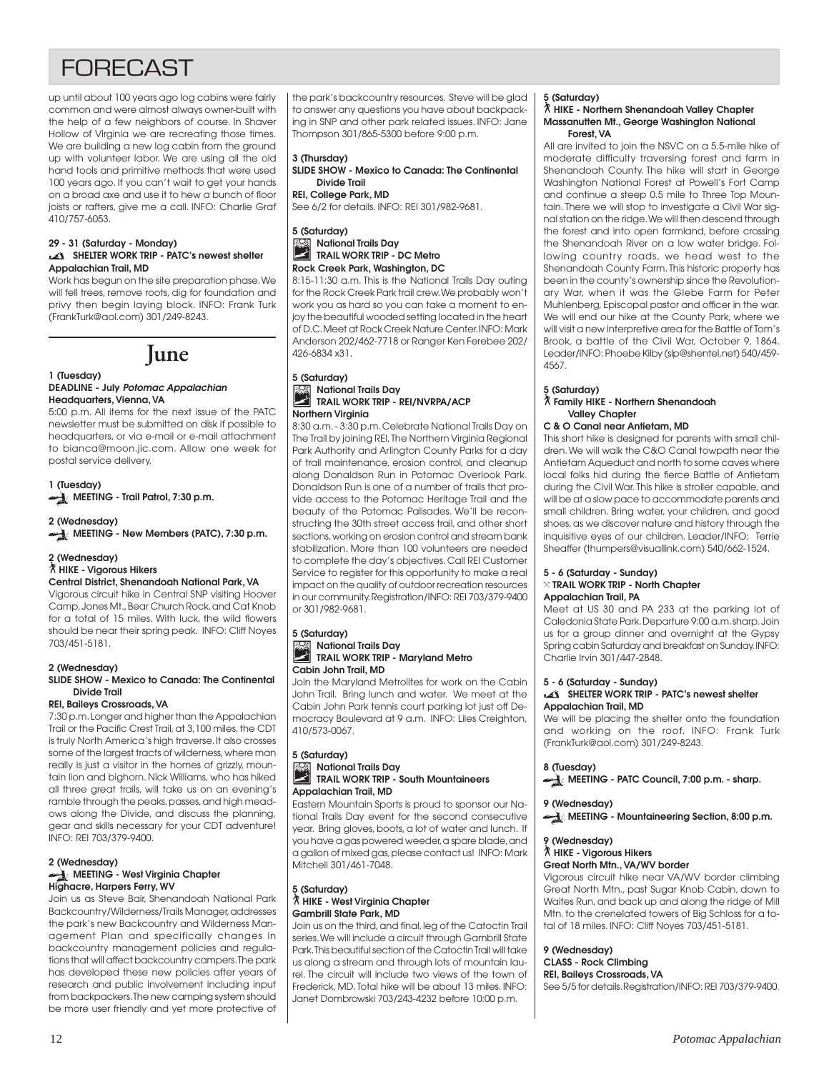# FORECAST

up until about 100 years ago log cabins were fairly common and were almost always owner-built with the help of a few neighbors of course. In Shaver Hollow of Virginia we are recreating those times. We are building a new log cabin from the ground up with volunteer labor. We are using all the old hand tools and primitive methods that were used 100 years ago. If you can't wait to get your hands on a broad axe and use it to hew a bunch of floor joists or rafters, give me a call. INFO: Charlie Graf 410/757-6053.

**29 - 31 (Saturday - Monday)**
**SHELTER WORK TRIP - PATC's newest shelter**
**Appalachian Trail, MD**

Work has begun on the site preparation phase. We will fell trees, remove roots, dig for foundation and privy then begin laying block. INFO: Frank Turk (FrankTurk@aol.com) 301/249-8243.

## June

**1 (Tuesday)**
**DEADLINE - July *Potomac Appalachian***
**Headquarters, Vienna, VA**

5:00 p.m. All items for the next issue of the PATC newsletter must be submitted on disk if possible to headquarters, or via e-mail or e-mail attachment to bianca@moon.jic.com. Allow one week for postal service delivery.

**1 (Tuesday)**
**MEETING - Trail Patrol, 7:30 p.m.**

**2 (Wednesday)**
**MEETING - New Members (PATC), 7:30 p.m.**

**2 (Wednesday)**
**HIKE - Vigorous Hikers**
**Central District, Shenandoah National Park, VA**

Vigorous circuit hike in Central SNP visiting Hoover Camp, Jones Mt., Bear Church Rock, and Cat Knob for a total of 15 miles. With luck, the wild flowers should be near their spring peak. INFO: Cliff Noyes 703/451-5181.

**2 (Wednesday)**
**SLIDE SHOW - Mexico to Canada: The Continental Divide Trail**
**REI, Baileys Crossroads, VA**

7:30 p.m. Longer and higher than the Appalachian Trail or the Pacific Crest Trail, at 3,100 miles, the CDT is truly North America's high traverse. It also crosses some of the largest tracts of wilderness, where man really is just a visitor in the homes of grizzly, mountain lion and bighorn. Nick Williams, who has hiked all three great trails, will take us on an evening's ramble through the peaks, passes, and high meadows along the Divide, and discuss the planning, gear and skills necessary for your CDT adventure! INFO: REI 703/379-9400.

**2 (Wednesday)**
**MEETING - West Virginia Chapter**
**Highacre, Harpers Ferry, WV**

Join us as Steve Bair, Shenandoah National Park Backcountry/Wilderness/Trails Manager, addresses the park's new Backcountry and Wilderness Management Plan and specifically changes in backcountry management policies and regulations that will affect backcountry campers. The park has developed these new policies after years of research and public involvement including input from backpackers. The new camping system should be more user friendly and yet more protective of the park's backcountry resources. Steve will be glad to answer any questions you have about backpacking in SNP and other park related issues. INFO: Jane Thompson 301/865-5300 before 9:00 p.m.

**3 (Thursday)**
**SLIDE SHOW - Mexico to Canada: The Continental Divide Trail**
**REI, College Park, MD**

See 6/2 for details. INFO: REI 301/982-9681.

**5 (Saturday)**
**National Trails Day**
**TRAIL WORK TRIP - DC Metro**
**Rock Creek Park, Washington, DC**

8:15-11:30 a.m. This is the National Trails Day outing for the Rock Creek Park trail crew. We probably won't work you as hard so you can take a moment to enjoy the beautiful wooded setting located in the heart of D.C. Meet at Rock Creek Nature Center. INFO: Mark Anderson 202/462-7718 or Ranger Ken Ferebee 202/426-6834 x31.

**5 (Saturday)**
**National Trails Day**
**TRAIL WORK TRIP - REI/NVRPA/ACP**
**Northern Virginia**

8:30 a.m. - 3:30 p.m. Celebrate National Trails Day on The Trail by joining REI, The Northern Virginia Regional Park Authority and Arlington County Parks for a day of trail maintenance, erosion control, and cleanup along Donaldson Run in Potomac Overlook Park. Donaldson Run is one of a number of trails that provide access to the Potomac Heritage Trail and the beauty of the Potomac Palisades. We'll be reconstructing the 30th street access trail, and other short sections, working on erosion control and stream bank stabilization. More than 100 volunteers are needed to complete the day's objectives. Call REI Customer Service to register for this opportunity to make a real impact on the quality of outdoor recreation resources in our community. Registration/INFO: REI 703/379-9400 or 301/982-9681.

**5 (Saturday)**
**National Trails Day**
**TRAIL WORK TRIP - Maryland Metro**
**Cabin John Trail, MD**

Join the Maryland Metrolites for work on the Cabin John Trail. Bring lunch and water. We meet at the Cabin John Park tennis court parking lot just off Democracy Boulevard at 9 a.m. INFO: Liles Creighton, 410/573-0067.

**5 (Saturday)**
**National Trails Day**
**TRAIL WORK TRIP - South Mountaineers**
**Appalachian Trail, MD**

Eastern Mountain Sports is proud to sponsor our National Trails Day event for the second consecutive year. Bring gloves, boots, a lot of water and lunch. If you have a gas powered weeder, a spare blade, and a gallon of mixed gas, please contact us! INFO: Mark Mitchell 301/461-7048.

**5 (Saturday)**
**HIKE - West Virginia Chapter**
**Gambrill State Park, MD**

Join us on the third, and final, leg of the Catoctin Trail series. We will include a circuit through Gambrill State Park. This beautiful section of the Catoctin Trail will take us along a stream and through lots of mountain laurel. The circuit will include two views of the town of Frederick, MD. Total hike will be about 13 miles. INFO: Janet Dombrowski 703/243-4232 before 10:00 p.m.

**5 (Saturday)**
**HIKE - Northern Shenandoah Valley Chapter**
**Massanutten Mt., George Washington National Forest, VA**

All are invited to join the NSVC on a 5.5-mile hike of moderate difficulty traversing forest and farm in Shenandoah County. The hike will start in George Washington National Forest at Powell's Fort Camp and continue a steep 0.5 mile to Three Top Mountain. There we will stop to investigate a Civil War signal station on the ridge. We will then descend through the forest and into open farmland, before crossing the Shenandoah River on a low water bridge. Following country roads, we head west to the Shenandoah County Farm. This historic property has been in the county's ownership since the Revolutionary War, when it was the Glebe Farm for Peter Muhlenberg, Episcopal pastor and officer in the war. We will end our hike at the County Park, where we will visit a new interpretive area for the Battle of Tom's Brook, a battle of the Civil War, October 9, 1864. Leader/INFO: Phoebe Kilby (slp@shentel.net) 540/459-4567.

**5 (Saturday)**
**Family HIKE - Northern Shenandoah Valley Chapter**
**C & O Canal near Antietam, MD**

This short hike is designed for parents with small children. We will walk the C&O Canal towpath near the Antietam Aqueduct and north to some caves where local folks hid during the fierce Battle of Antietam during the Civil War. This hike is stroller capable, and will be at a slow pace to accommodate parents and small children. Bring water, your children, and good shoes, as we discover nature and history through the inquisitive eyes of our children. Leader/INFO: Terrie Sheaffer (thumpers@visuallink.com) 540/662-1524.

**5 - 6 (Saturday - Sunday)**
**TRAIL WORK TRIP - North Chapter**
**Appalachian Trail, PA**

Meet at US 30 and PA 233 at the parking lot of Caledonia State Park. Departure 9:00 a.m. sharp. Join us for a group dinner and overnight at the Gypsy Spring cabin Saturday and breakfast on Sunday. INFO: Charlie Irvin 301/447-2848.

**5 - 6 (Saturday - Sunday)**
**SHELTER WORK TRIP - PATC's newest shelter**
**Appalachian Trail, MD**

We will be placing the shelter onto the foundation and working on the roof. INFO: Frank Turk (FrankTurk@aol.com) 301/249-8243.

**8 (Tuesday)**
**MEETING - PATC Council, 7:00 p.m. - sharp.**

**9 (Wednesday)**
**MEETING - Mountaineering Section, 8:00 p.m.**

**9 (Wednesday)**
**HIKE - Vigorous Hikers**
**Great North Mtn., VA/WV border**

Vigorous circuit hike near VA/WV border climbing Great North Mtn., past Sugar Knob Cabin, down to Waites Run, and back up and along the ridge of Mill Mtn. to the crenelated towers of Big Schloss for a total of 18 miles. INFO: Cliff Noyes 703/451-5181.

**9 (Wednesday)**
**CLASS - Rock Climbing**
**REI, Baileys Crossroads, VA**

See 5/5 for details. Registration/INFO: REI 703/379-9400.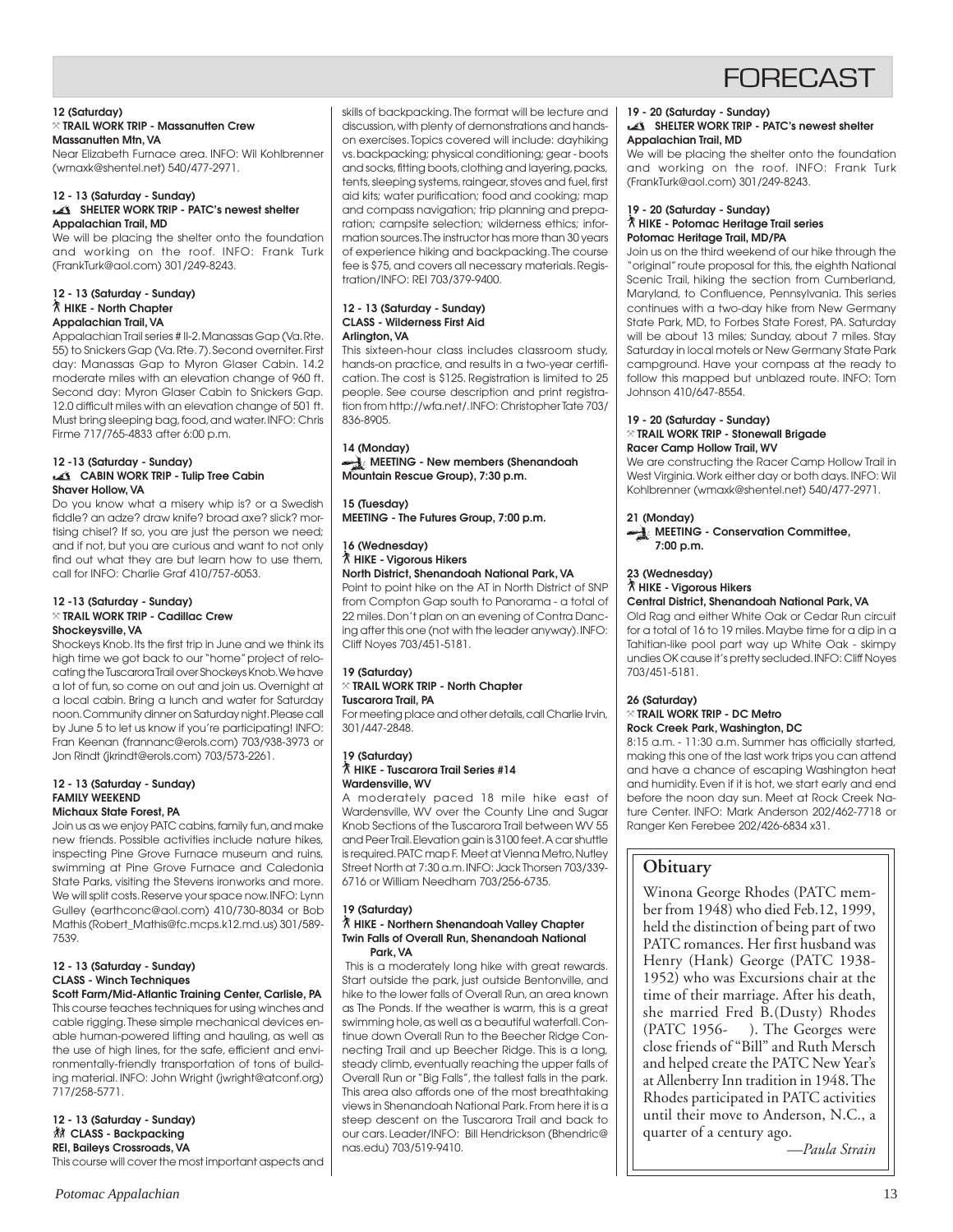# FORECAST

**12 (Saturday)**
**TRAIL WORK TRIP - Massanutten Crew**
**Massanutten Mtn, VA**

Near Elizabeth Furnace area. INFO: Wil Kohlbrenner (wmaxk@shentel.net) 540/477-2971.

**12 - 13 (Saturday - Sunday)**
**SHELTER WORK TRIP - PATC's newest shelter**
**Appalachian Trail, MD**

We will be placing the shelter onto the foundation and working on the roof. INFO: Frank Turk (FrankTurk@aol.com) 301/249-8243.

**12 - 13 (Saturday - Sunday)**
**HIKE - North Chapter**
**Appalachian Trail, VA**

Appalachian Trail series # II-2. Manassas Gap (Va. Rte. 55) to Snickers Gap (Va. Rte. 7). Second overniter. First day: Manassas Gap to Myron Glaser Cabin. 14.2 moderate miles with an elevation change of 960 ft. Second day: Myron Glaser Cabin to Snickers Gap. 12.0 difficult miles with an elevation change of 501 ft. Must bring sleeping bag, food, and water. INFO: Chris Firme 717/765-4833 after 6:00 p.m.

**12 -13 (Saturday - Sunday)**
**CABIN WORK TRIP - Tulip Tree Cabin**
**Shaver Hollow, VA**

Do you know what a misery whip is? or a Swedish fiddle? an adze? draw knife? broad axe? slick? mortising chisel? If so, you are just the person we need; and if not, but you are curious and want to not only find out what they are but learn how to use them, call for INFO: Charlie Graf 410/757-6053.

**12 -13 (Saturday - Sunday)**
**TRAIL WORK TRIP - Cadillac Crew**
**Shockeysville, VA**

Shockeys Knob. Its the first trip in June and we think its high time we got back to our "home" project of relocating the Tuscarora Trail over Shockeys Knob. We have a lot of fun, so come on out and join us. Overnight at a local cabin. Bring a lunch and water for Saturday noon. Community dinner on Saturday night. Please call by June 5 to let us know if you're participating! INFO: Fran Keenan (frannanc@erols.com) 703/938-3973 or Jon Rindt (jkrindt@erols.com) 703/573-2261.

**12 - 13 (Saturday - Sunday)**
**FAMILY WEEKEND**
**Michaux State Forest, PA**

Join us as we enjoy PATC cabins, family fun, and make new friends. Possible activities include nature hikes, inspecting Pine Grove Furnace museum and ruins, swimming at Pine Grove Furnace and Caledonia State Parks, visiting the Stevens ironworks and more. We will split costs. Reserve your space now. INFO: Lynn Gulley (earthconc@aol.com) 410/730-8034 or Bob Mathis (Robert_Mathis@fc.mcps.k12.md.us) 301/589-7539.

**12 - 13 (Saturday - Sunday)**
**CLASS - Winch Techniques**
**Scott Farm/Mid-Atlantic Training Center, Carlisle, PA**

This course teaches techniques for using winches and cable rigging. These simple mechanical devices enable human-powered lifting and hauling, as well as the use of high lines, for the safe, efficient and environmentally-friendly transportation of tons of building material. INFO: John Wright (jwright@atconf.org) 717/258-5771.

**12 - 13 (Saturday - Sunday)**
**CLASS - Backpacking**
**REI, Baileys Crossroads, VA**

This course will cover the most important aspects and skills of backpacking. The format will be lecture and discussion, with plenty of demonstrations and hands-on exercises. Topics covered will include: dayhiking vs. backpacking; physical conditioning; gear - boots and socks, fitting boots, clothing and layering, packs, tents, sleeping systems, raingear, stoves and fuel, first aid kits; water purification; food and cooking; map and compass navigation; trip planning and preparation; campsite selection; wilderness ethics; information sources. The instructor has more than 30 years of experience hiking and backpacking. The course fee is $75, and covers all necessary materials. Registration/INFO: REI 703/379-9400.

**12 - 13 (Saturday - Sunday)**
**CLASS - Wilderness First Aid**
**Arlington, VA**

This sixteen-hour class includes classroom study, hands-on practice, and results in a two-year certification. The cost is $125. Registration is limited to 25 people. See course description and print registration from http://wfa.net/. INFO: Christopher Tate 703/836-8905.

**14 (Monday)**
**MEETING - New members (Shenandoah Mountain Rescue Group), 7:30 p.m.**

**15 (Tuesday)**
**MEETING - The Futures Group, 7:00 p.m.**

**16 (Wednesday)**
**HIKE - Vigorous Hikers**
**North District, Shenandoah National Park, VA**

Point to point hike on the AT in North District of SNP from Compton Gap south to Panorama - a total of 22 miles. Don't plan on an evening of Contra Dancing after this one (not with the leader anyway). INFO: Cliff Noyes 703/451-5181.

**19 (Saturday)**
**TRAIL WORK TRIP - North Chapter**
**Tuscarora Trail, PA**

For meeting place and other details, call Charlie Irvin, 301/447-2848.

**19 (Saturday)**
**HIKE - Tuscarora Trail Series #14**
**Wardensville, WV**

A moderately paced 18 mile hike east of Wardensville, WV over the County Line and Sugar Knob Sections of the Tuscarora Trail between WV 55 and Peer Trail. Elevation gain is 3100 feet. A car shuttle is required. PATC map F. Meet at Vienna Metro, Nutley Street North at 7:30 a.m. INFO: Jack Thorsen 703/339-6716 or William Needham 703/256-6735.

**19 (Saturday)**
**HIKE - Northern Shenandoah Valley Chapter**
**Twin Falls of Overall Run, Shenandoah National Park, VA**

This is a moderately long hike with great rewards. Start outside the park, just outside Bentonville, and hike to the lower falls of Overall Run, an area known as The Ponds. If the weather is warm, this is a great swimming hole, as well as a beautiful waterfall. Continue down Overall Run to the Beecher Ridge Connecting Trail and up Beecher Ridge. This is a long, steady climb, eventually reaching the upper falls of Overall Run or "Big Falls", the tallest falls in the park. This area also affords one of the most breathtaking views in Shenandoah National Park. From here it is a steep descent on the Tuscarora Trail and back to our cars. Leader/INFO: Bill Hendrickson (Bhendric@nas.edu) 703/519-9410.

**19 - 20 (Saturday - Sunday)**
**SHELTER WORK TRIP - PATC's newest shelter**
**Appalachian Trail, MD**

We will be placing the shelter onto the foundation and working on the roof. INFO: Frank Turk (FrankTurk@aol.com) 301/249-8243.

**19 - 20 (Saturday - Sunday)**
**HIKE - Potomac Heritage Trail series**
**Potomac Heritage Trail, MD/PA**

Join us on the third weekend of our hike through the "original" route proposal for this, the eighth National Scenic Trail, hiking the section from Cumberland, Maryland, to Confluence, Pennsylvania. This series continues with a two-day hike from New Germany State Park, MD, to Forbes State Forest, PA. Saturday will be about 13 miles; Sunday, about 7 miles. Stay Saturday in local motels or New Germany State Park campground. Have your compass at the ready to follow this mapped but unblazed route. INFO: Tom Johnson 410/647-8554.

**19 - 20 (Saturday - Sunday)**
**TRAIL WORK TRIP - Stonewall Brigade**
**Racer Camp Hollow Trail, WV**

We are constructing the Racer Camp Hollow Trail in West Virginia. Work either day or both days. INFO: Wil Kohlbrenner (wmaxk@shentel.net) 540/477-2971.

**21 (Monday)**
**MEETING - Conservation Committee, 7:00 p.m.**

**23 (Wednesday)**
**HIKE - Vigorous Hikers**
**Central District, Shenandoah National Park, VA**

Old Rag and either White Oak or Cedar Run circuit for a total of 16 to 19 miles. Maybe time for a dip in a Tahitian-like pool part way up White Oak - skimpy undies OK cause it's pretty secluded. INFO: Cliff Noyes 703/451-5181.

**26 (Saturday)**
**TRAIL WORK TRIP - DC Metro**
**Rock Creek Park, Washington, DC**

8:15 a.m. - 11:30 a.m. Summer has officially started, making this one of the last work trips you can attend and have a chance of escaping Washington heat and humidity. Even if it is hot, we start early and end before the noon day sun. Meet at Rock Creek Nature Center. INFO: Mark Anderson 202/462-7718 or Ranger Ken Ferebee 202/426-6834 x31.

## Obituary

Winona George Rhodes (PATC member from 1948) who died Feb.12, 1999, held the distinction of being part of two PATC romances. Her first husband was Henry (Hank) George (PATC 1938-1952) who was Excursions chair at the time of their marriage. After his death, she married Fred B.(Dusty) Rhodes (PATC 1956- ). The Georges were close friends of "Bill" and Ruth Mersch and helped create the PATC New Year's at Allenberry Inn tradition in 1948. The Rhodes participated in PATC activities until their move to Anderson, N.C., a quarter of a century ago.

*—Paula Strain*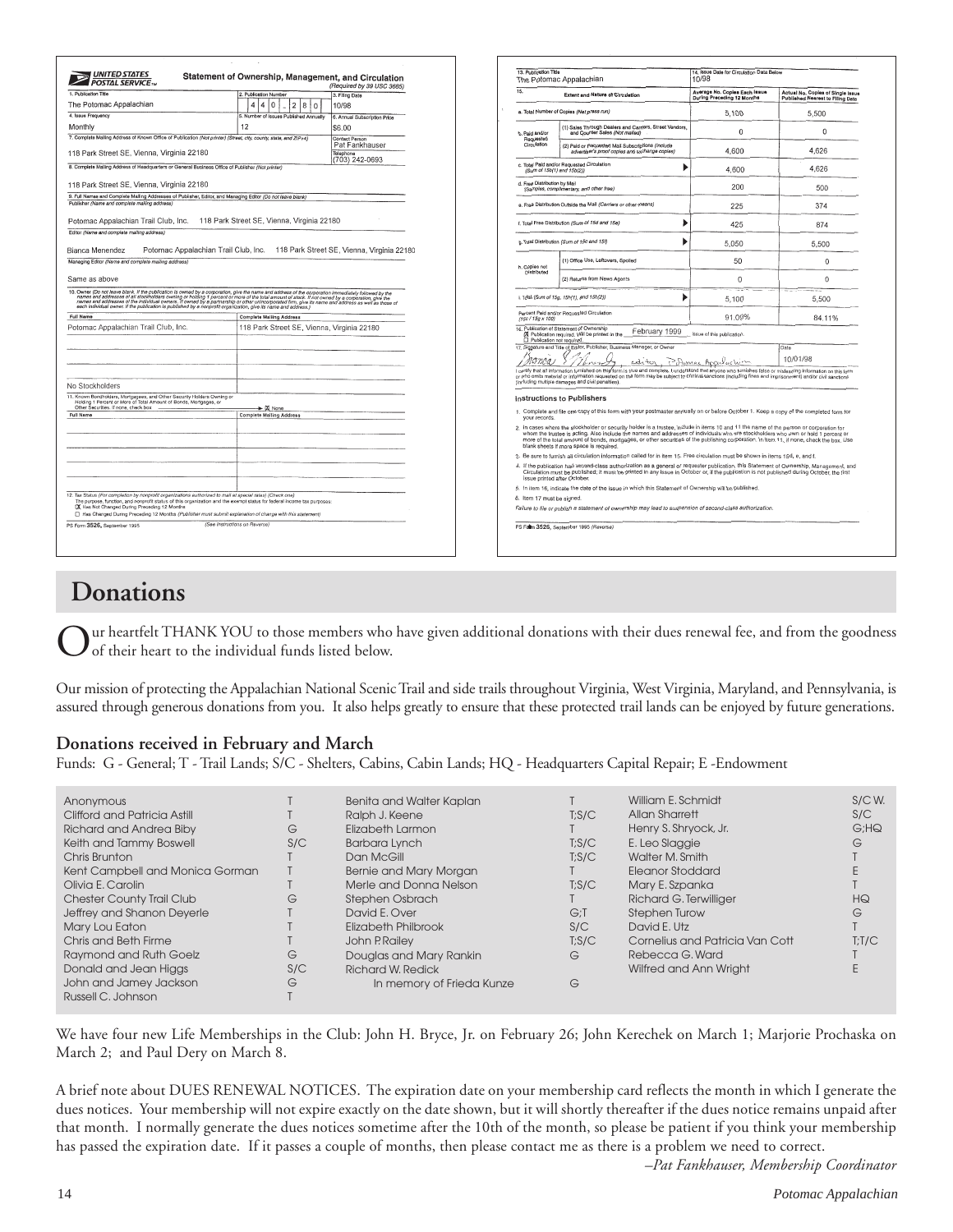## UNITED STATES POSTAL SERVICE — Statement of Ownership, Management, and Circulation

(Required by 39 USC 3685)

1. Publication Title: The Potomac Appalachian
2. Publication Number: 4 4 0 - 2 8 0
3. Filing Date: 10/98
4. Issue Frequency: Monthly
5. Number of Issues Published Annually: 12
6. Annual Subscription Price: $6.00
7. Complete Mailing Address of Known Office of Publication (Not printer) (Street, city, county, state, and ZIP+4): 118 Park Street SE, Vienna, Virginia 22180
   Contact Person: Pat Fankhauser
   Telephone: (703) 242-0693
8. Complete Mailing Address of Headquarters or General Business Office of Publisher (Not printer): 118 Park Street SE, Vienna, Virginia 22180
9. Full Names and Complete Mailing Addresses of Publisher, Editor, and Managing Editor (Do not leave blank)
   Publisher (Name and complete mailing address): Potomac Appalachian Trail Club, Inc. 118 Park Street SE, Vienna, Virginia 22180
   Editor (Name and complete mailing address): Bianca Menendez Potomac Appalachian Trail Club, Inc. 118 Park Street SE, Vienna, Virginia 22180
   Managing Editor (Name and complete mailing address): Same as above
10. Owner (Do not leave blank. If the publication is owned by a corporation, give the name and address of the corporation immediately followed by the names and addresses of all stockholders owning or holding 1 percent or more of the total amount of stock. If not owned by a corporation, give the names and addresses of the individual owners. If owned by a partnership or other unincorporated firm, give its name and address as well as those of each individual owner. If the publication is published by a nonprofit organization, give its name and address.)

| Full Name | Complete Mailing Address |
|---|---|
| Potomac Appalachian Trail Club, Inc. | 118 Park Street SE, Vienna, Virginia 22180 |

No Stockholders

11. Known Bondholders, Mortgagees, and Other Security Holders Owning or Holding 1 Percent or More of Total Amount of Bonds, Mortgages, or Other Securities. If none, check box → [X] None

12. Tax Status (For completion by nonprofit organizations authorized to mail at special rates) (Check one)
The purpose, function, and nonprofit status of this organization and the exempt status for federal income tax purposes:
[X] Has Not Changed During Preceding 12 Months
[ ] Has Changed During Preceding 12 Months (Publisher must submit explanation of change with this statement)

PS Form 3526, September 1995 (See Instructions on Reverse)

13. Publication Title: The Potomac Appalachian
14. Issue Date for Circulation Data Below: 10/98

| 15. Extent and Nature of Circulation | Average No. Copies Each Issue During Preceding 12 Months | Actual No. Copies of Single Issue Published Nearest to Filing Date |
|---|---|---|
| a. Total Number of Copies (Net press run) | 5,100 | 5,500 |
| b. Paid and/or Requested Circulation (1) Sales Through Dealers and Carriers, Street Vendors, and Counter Sales (Not mailed) | 0 | 0 |
| (2) Paid or Requested Mail Subscriptions (Include advertiser's proof copies and exchange copies) | 4,600 | 4,626 |
| c. Total Paid and/or Requested Circulation (Sum of 15b(1) and 15b(2)) | 4,600 | 4,626 |
| d. Free Distribution by Mail (Samples, complimentary, and other free) | 200 | 500 |
| e. Free Distribution Outside the Mail (Carriers or other means) | 225 | 374 |
| f. Total Free Distribution (Sum of 15d and 15e) | 425 | 874 |
| g. Total Distribution (Sum of 15c and 15f) | 5,050 | 5,500 |
| h. Copies not Distributed (1) Office Use, Leftovers, Spoiled | 50 | 0 |
| (2) Returns from News Agents | 0 | 0 |
| i. Total (Sum of 15g, 15h(1), and 15h(2)) | 5,100 | 5,500 |
| Percent Paid and/or Requested Circulation (15c / 15g x 100) | 91.09% | 84.11% |

16. Publication of Statement of Ownership: [X] Publication required. Will be printed in the February 1999 issue of this publication. [ ] Publication not required.

17. Signature and Title of Editor, Publisher, Business Manager, or Owner: Bianca E. Menendez, editor, Potomac Appalachian — Date: 10/01/98

I certify that all information furnished on this form is true and complete. I understand that anyone who furnishes false or misleading information on this form or who omits material or information requested on the form may be subject to criminal sanctions (including fines and imprisonment) and/or civil sanctions (including multiple damages and civil penalties).

**Instructions to Publishers**

1. Complete and file one copy of this form with your postmaster annually on or before October 1. Keep a copy of the completed form for your records.
2. In cases where the stockholder or security holder is a trustee, include in items 10 and 11 the name of the person or corporation for whom the trustee is acting. Also include the names and addresses of individuals who are stockholders who own or hold 1 percent or more of the total amount of bonds, mortgages, or other securities of the publishing corporation. In item 11, if none, check the box. Use blank sheets if more space is required.
3. Be sure to furnish all circulation information called for in item 15. Free circulation must be shown in items 15d, e, and f.
4. If the publication had second-class authorization as a general or requester publication, this Statement of Ownership, Management, and Circulation must be published; it must be printed in any issue in October or, if the publication is not published during October, the first issue printed after October.
5. In item 16, indicate the date of the issue in which this Statement of Ownership will be published.
6. Item 17 must be signed.

Failure to file or publish a statement of ownership may lead to suspension of second-class authorization.

PS Form 3526, September 1995 (Reverse)

# Donations

Our heartfelt THANK YOU to those members who have given additional donations with their dues renewal fee, and from the goodness of their heart to the individual funds listed below.

Our mission of protecting the Appalachian National Scenic Trail and side trails throughout Virginia, West Virginia, Maryland, and Pennsylvania, is assured through generous donations from you. It also helps greatly to ensure that these protected trail lands can be enjoyed by future generations.

### Donations received in February and March

Funds: G - General; T - Trail Lands; S/C - Shelters, Cabins, Cabin Lands; HQ - Headquarters Capital Repair; E -Endowment

| Name | Fund |
|---|---|
| Anonymous | T |
| Clifford and Patricia Astill | T |
| Richard and Andrea Biby | G |
| Keith and Tammy Boswell | S/C |
| Chris Brunton | T |
| Kent Campbell and Monica Gorman | T |
| Olivia E. Carolin | T |
| Chester County Trail Club | G |
| Jeffrey and Shanon Deyerle | T |
| Mary Lou Eaton | T |
| Chris and Beth Firme | T |
| Raymond and Ruth Goelz | G |
| Donald and Jean Higgs | S/C |
| John and Jamey Jackson | G |
| Russell C. Johnson | T |
| Benita and Walter Kaplan | T |
| Ralph J. Keene | T;S/C |
| Elizabeth Larmon | T |
| Barbara Lynch | T;S/C |
| Dan McGill | T;S/C |
| Bernie and Mary Morgan | T |
| Merle and Donna Nelson | T;S/C |
| Stephen Osbrach | T |
| David E. Over | G;T |
| Elizabeth Philbrook | S/C |
| John P. Railey | T;S/C |
| Douglas and Mary Rankin | G |
| Richard W. Redick — In memory of Frieda Kunze | G |
| William E. Schmidt | S/C W. |
| Allan Sharrett | S/C |
| Henry S. Shryock, Jr. | G;HQ |
| E. Leo Slaggie | G |
| Walter M. Smith | T |
| Eleanor Stoddard | E |
| Mary E. Szpanka | T |
| Richard G. Terwilliger | HQ |
| Stephen Turow | G |
| David E. Utz | T |
| Cornelius and Patricia Van Cott | T;T/C |
| Rebecca G. Ward | T |
| Wilfred and Ann Wright | E |

We have four new Life Memberships in the Club: John H. Bryce, Jr. on February 26; John Kerechek on March 1; Marjorie Prochaska on March 2; and Paul Dery on March 8.

A brief note about DUES RENEWAL NOTICES. The expiration date on your membership card reflects the month in which I generate the dues notices. Your membership will not expire exactly on the date shown, but it will shortly thereafter if the dues notice remains unpaid after that month. I normally generate the dues notices sometime after the 10th of the month, so please be patient if you think your membership has passed the expiration date. If it passes a couple of months, then please contact me as there is a problem we need to correct.

*–Pat Fankhauser, Membership Coordinator*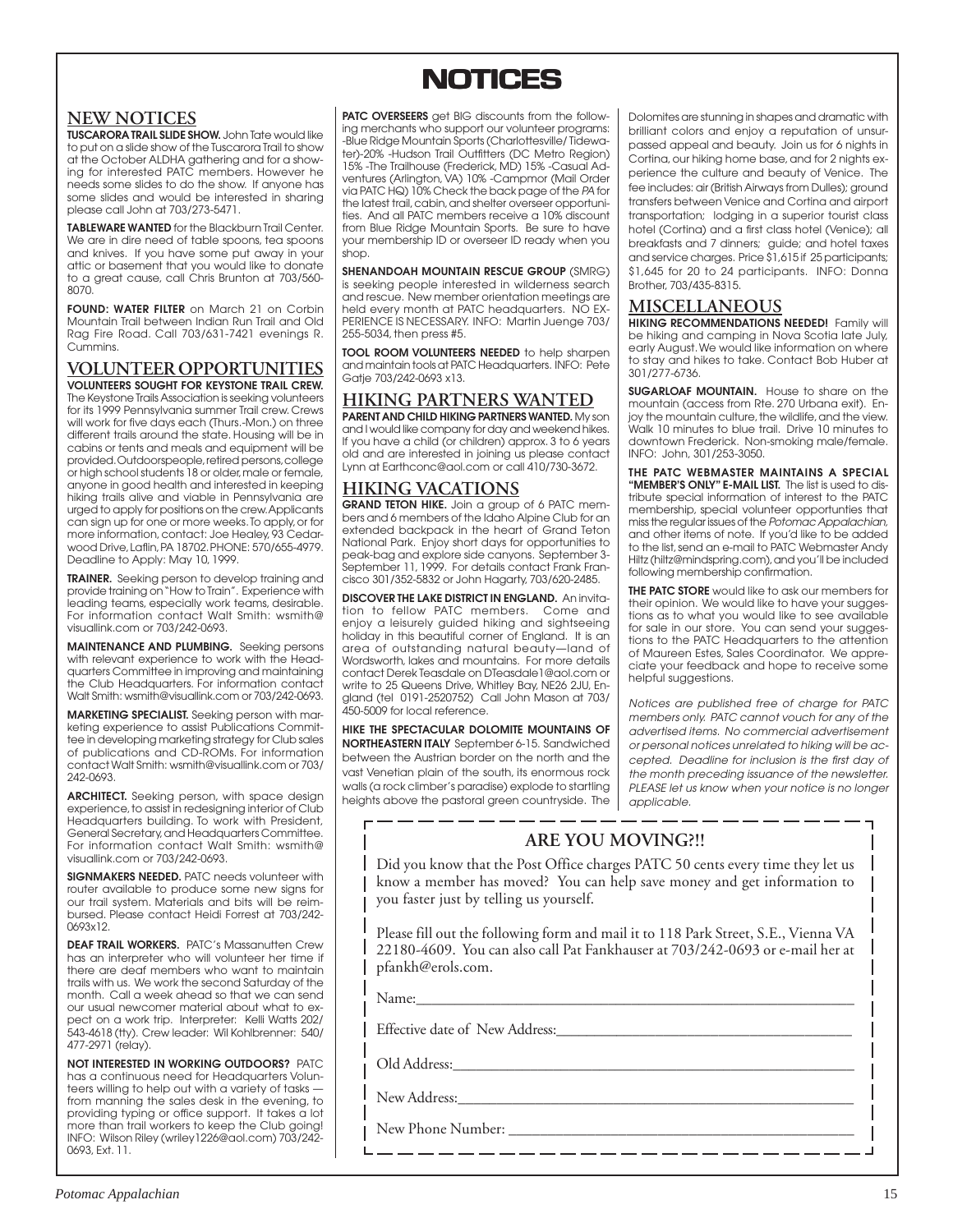# NOTICES

## NEW NOTICES

**TUSCARORA TRAIL SLIDE SHOW.** John Tate would like to put on a slide show of the Tuscarora Trail to show at the October ALDHA gathering and for a showing for interested PATC members. However he needs some slides to do the show. If anyone has some slides and would be interested in sharing please call John at 703/273-5471.

**TABLEWARE WANTED** for the Blackburn Trail Center. We are in dire need of table spoons, tea spoons and knives. If you have some put away in your attic or basement that you would like to donate to a great cause, call Chris Brunton at 703/560-8070.

**FOUND: WATER FILTER** on March 21 on Corbin Mountain Trail between Indian Run Trail and Old Rag Fire Road. Call 703/631-7421 evenings R. Cummins.

## VOLUNTEER OPPORTUNITIES

**VOLUNTEERS SOUGHT FOR KEYSTONE TRAIL CREW.** The Keystone Trails Association is seeking volunteers for its 1999 Pennsylvania summer Trail crew. Crews will work for five days each (Thurs.-Mon.) on three different trails around the state. Housing will be in cabins or tents and meals and equipment will be provided. Outdoorspeople, retired persons, college or high school students 18 or older, male or female, anyone in good health and interested in keeping hiking trails alive and viable in Pennsylvania are urged to apply for positions on the crew. Applicants can sign up for one or more weeks. To apply, or for more information, contact: Joe Healey, 93 Cedarwood Drive, Laflin, PA 18702. PHONE: 570/655-4979. Deadline to Apply: May 10, 1999.

**TRAINER.** Seeking person to develop training and provide training on "How to Train". Experience with leading teams, especially work teams, desirable. For information contact Walt Smith: wsmith@visuallink.com or 703/242-0693.

**MAINTENANCE AND PLUMBING.** Seeking persons with relevant experience to work with the Headquarters Committee in improving and maintaining the Club Headquarters. For information contact Walt Smith: wsmith@visuallink.com or 703/242-0693.

**MARKETING SPECIALIST.** Seeking person with marketing experience to assist Publications Committee in developing marketing strategy for Club sales of publications and CD-ROMs. For information contact Walt Smith: wsmith@visuallink.com or 703/242-0693.

**ARCHITECT.** Seeking person, with space design experience, to assist in redesigning interior of Club Headquarters building. To work with President, General Secretary, and Headquarters Committee. For information contact Walt Smith: wsmith@visuallink.com or 703/242-0693.

**SIGNMAKERS NEEDED.** PATC needs volunteer with router available to produce some new signs for our trail system. Materials and bits will be reimbursed. Please contact Heidi Forrest at 703/242-0693x12.

**DEAF TRAIL WORKERS.** PATC's Massanutten Crew has an interpreter who will volunteer her time if there are deaf members who want to maintain trails with us. We work the second Saturday of the month. Call a week ahead so that we can send our usual newcomer material about what to expect on a work trip. Interpreter: Kelli Watts 202/543-4618 (tty). Crew leader: Wil Kohlbrenner: 540/477-2971 (relay).

**NOT INTERESTED IN WORKING OUTDOORS?** PATC has a continuous need for Headquarters Volunteers willing to help out with a variety of tasks — from manning the sales desk in the evening, to providing typing or office support. It takes a lot more than trail workers to keep the Club going! INFO: Wilson Riley (wriley1226@aol.com) 703/242-0693, Ext. 11.

**PATC OVERSEERS** get BIG discounts from the following merchants who support our volunteer programs: -Blue Ridge Mountain Sports (Charlottesville/Tidewater)-20% -Hudson Trail Outfitters (DC Metro Region) 15% -The Trailhouse (Frederick, MD) 15% -Casual Adventures (Arlington, VA) 10% -Campmor (Mail Order via PATC HQ) 10% Check the back page of the *PA* for the latest trail, cabin, and shelter overseer opportunities. And all PATC members receive a 10% discount from Blue Ridge Mountain Sports. Be sure to have your membership ID or overseer ID ready when you shop.

**SHENANDOAH MOUNTAIN RESCUE GROUP** (SMRG) is seeking people interested in wilderness search and rescue. New member orientation meetings are held every month at PATC headquarters. NO EXPERIENCE IS NECESSARY. INFO: Martin Juenge 703/255-5034, then press #5.

**TOOL ROOM VOLUNTEERS NEEDED** to help sharpen and maintain tools at PATC Headquarters. INFO: Pete Gatje 703/242-0693 x13.

## HIKING PARTNERS WANTED

**PARENT AND CHILD HIKING PARTNERS WANTED.** My son and I would like company for day and weekend hikes. If you have a child (or children) approx. 3 to 6 years old and are interested in joining us please contact Lynn at Earthconc@aol.com or call 410/730-3672.

## HIKING VACATIONS

**GRAND TETON HIKE.** Join a group of 6 PATC members and 6 members of the Idaho Alpine Club for an extended backpack in the heart of Grand Teton National Park. Enjoy short days for opportunities to peak-bag and explore side canyons. September 3-September 11, 1999. For details contact Frank Francisco 301/352-5832 or John Hagarty, 703/620-2485.

**DISCOVER THE LAKE DISTRICT IN ENGLAND.** An invitation to fellow PATC members. Come and enjoy a leisurely guided hiking and sightseeing holiday in this beautiful corner of England. It is an area of outstanding natural beauty—land of Wordsworth, lakes and mountains. For more details contact Derek Teasdale on DTeasdale1@aol.com or write to 25 Queens Drive, Whitley Bay, NE26 2JU, England (tel 0191-2520752) Call John Mason at 703/450-5009 for local reference.

**HIKE THE SPECTACULAR DOLOMITE MOUNTAINS OF NORTHEASTERN ITALY** September 6-15. Sandwiched between the Austrian border on the north and the vast Venetian plain of the south, its enormous rock walls (a rock climber's paradise) explode to startling heights above the pastoral green countryside. The Dolomites are stunning in shapes and dramatic with brilliant colors and enjoy a reputation of unsurpassed appeal and beauty. Join us for 6 nights in Cortina, our hiking home base, and for 2 nights experience the culture and beauty of Venice. The fee includes: air (British Airways from Dulles); ground transfers between Venice and Cortina and airport transportation; lodging in a superior tourist class hotel (Cortina) and a first class hotel (Venice); all breakfasts and 7 dinners; guide; and hotel taxes and service charges. Price $1,615 if 25 participants; $1,645 for 20 to 24 participants. INFO: Donna Brother, 703/435-8315.

## MISCELLANEOUS

**HIKING RECOMMENDATIONS NEEDED!** Family will be hiking and camping in Nova Scotia late July, early August. We would like information on where to stay and hikes to take. Contact Bob Huber at 301/277-6736.

**SUGARLOAF MOUNTAIN.** House to share on the mountain (access from Rte. 270 Urbana exit). Enjoy the mountain culture, the wildlife, and the view. Walk 10 minutes to blue trail. Drive 10 minutes to downtown Frederick. Non-smoking male/female. INFO: John, 301/253-3050.

**THE PATC WEBMASTER MAINTAINS A SPECIAL "MEMBER'S ONLY" E-MAIL LIST.** The list is used to distribute special information of interest to the PATC membership, special volunteer opportunties that miss the regular issues of the *Potomac Appalachian*, and other items of note. If you'd like to be added to the list, send an e-mail to PATC Webmaster Andy Hiltz (hiltz@mindspring.com), and you'll be included following membership confirmation.

**THE PATC STORE** would like to ask our members for their opinion. We would like to have your suggestions as to what you would like to see available for sale in our store. You can send your suggestions to the PATC Headquarters to the attention of Maureen Estes, Sales Coordinator. We appreciate your feedback and hope to receive some helpful suggestions.

*Notices are published free of charge for PATC members only. PATC cannot vouch for any of the advertised items. No commercial advertisement or personal notices unrelated to hiking will be accepted. Deadline for inclusion is the first day of the month preceding issuance of the newsletter. PLEASE let us know when your notice is no longer applicable.*

## ARE YOU MOVING?!!

Did you know that the Post Office charges PATC 50 cents every time they let us know a member has moved? You can help save money and get information to you faster just by telling us yourself.

Please fill out the following form and mail it to 118 Park Street, S.E., Vienna VA 22180-4609. You can also call Pat Fankhauser at 703/242-0693 or e-mail her at pfankh@erols.com.

Name:________________________________________

Effective date of New Address:________________________________

Old Address:________________________________________

New Address:________________________________________

New Phone Number: ________________________________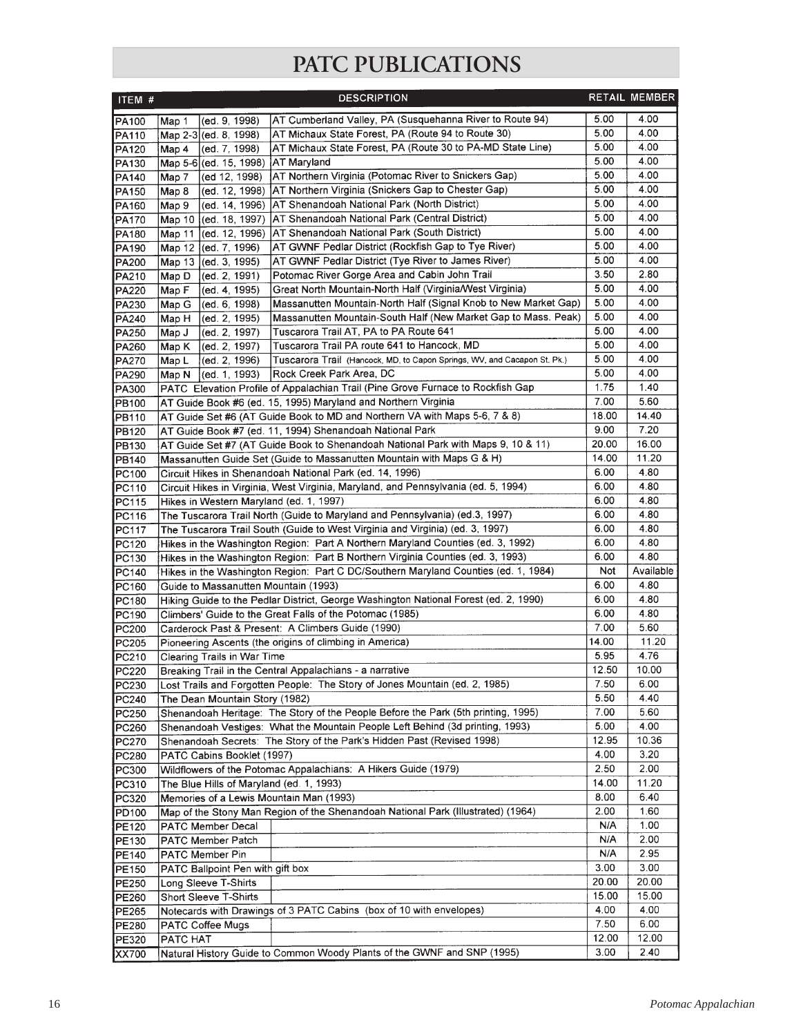# PATC PUBLICATIONS

| ITEM # | DESCRIPTION | | | RETAIL | MEMBER |
|---|---|---|---|---|---|
| PA100 | Map 1 | (ed. 9, 1998) | AT Cumberland Valley, PA (Susquehanna River to Route 94) | 5.00 | 4.00 |
| PA110 | Map 2-3 | (ed. 8, 1998) | AT Michaux State Forest, PA (Route 94 to Route 30) | 5.00 | 4.00 |
| PA120 | Map 4 | (ed. 7, 1998) | AT Michaux State Forest, PA (Route 30 to PA-MD State Line) | 5.00 | 4.00 |
| PA130 | Map 5-6 | (ed. 15, 1998) | AT Maryland | 5.00 | 4.00 |
| PA140 | Map 7 | (ed 12, 1998) | AT Northern Virginia (Potomac River to Snickers Gap) | 5.00 | 4.00 |
| PA150 | Map 8 | (ed. 12, 1998) | AT Northern Virginia (Snickers Gap to Chester Gap) | 5.00 | 4.00 |
| PA160 | Map 9 | (ed. 14, 1996) | AT Shenandoah National Park (North District) | 5.00 | 4.00 |
| PA170 | Map 10 | (ed. 18, 1997) | AT Shenandoah National Park (Central District) | 5.00 | 4.00 |
| PA180 | Map 11 | (ed. 12, 1996) | AT Shenandoah National Park (South District) | 5.00 | 4.00 |
| PA190 | Map 12 | (ed. 7, 1996) | AT GWNF Pedlar District (Rockfish Gap to Tye River) | 5.00 | 4.00 |
| PA200 | Map 13 | (ed. 3, 1995) | AT GWNF Pedlar District (Tye River to James River) | 5.00 | 4.00 |
| PA210 | Map D | (ed. 2, 1991) | Potomac River Gorge Area and Cabin John Trail | 3.50 | 2.80 |
| PA220 | Map F | (ed. 4, 1995) | Great North Mountain-North Half (Virginia/West Virginia) | 5.00 | 4.00 |
| PA230 | Map G | (ed. 6, 1998) | Massanutten Mountain-North Half (Signal Knob to New Market Gap) | 5.00 | 4.00 |
| PA240 | Map H | (ed. 2, 1995) | Massanutten Mountain-South Half (New Market Gap to Mass. Peak) | 5.00 | 4.00 |
| PA250 | Map J | (ed. 2, 1997) | Tuscarora Trail AT, PA to PA Route 641 | 5.00 | 4.00 |
| PA260 | Map K | (ed. 2, 1997) | Tuscarora Trail PA route 641 to Hancock, MD | 5.00 | 4.00 |
| PA270 | Map L | (ed. 2, 1996) | Tuscarora Trail (Hancock, MD, to Capon Springs, WV, and Cacapon St. Pk.) | 5.00 | 4.00 |
| PA290 | Map N | (ed. 1, 1993) | Rock Creek Park Area, DC | 5.00 | 4.00 |
| PA300 | PATC Elevation Profile of Appalachian Trail (Pine Grove Furnace to Rockfish Gap) | | | 1.75 | 1.40 |
| PB100 | AT Guide Book #6 (ed. 15, 1995) Maryland and Northern Virginia | | | 7.00 | 5.60 |
| PB110 | AT Guide Set #6 (AT Guide Book to MD and Northern VA with Maps 5-6, 7 & 8) | | | 18.00 | 14.40 |
| PB120 | AT Guide Book #7 (ed. 11, 1994) Shenandoah National Park | | | 9.00 | 7.20 |
| PB130 | AT Guide Set #7 (AT Guide Book to Shenandoah National Park with Maps 9, 10 & 11) | | | 20.00 | 16.00 |
| PB140 | Massanutten Guide Set (Guide to Massanutten Mountain with Maps G & H) | | | 14.00 | 11.20 |
| PC100 | Circuit Hikes in Shenandoah National Park (ed. 14, 1996) | | | 6.00 | 4.80 |
| PC110 | Circuit Hikes in Virginia, West Virginia, Maryland, and Pennsylvania (ed. 5, 1994) | | | 6.00 | 4.80 |
| PC115 | Hikes in Western Maryland (ed. 1, 1997) | | | 6.00 | 4.80 |
| PC116 | The Tuscarora Trail North (Guide to Maryland and Pennsylvania) (ed.3, 1997) | | | 6.00 | 4.80 |
| PC117 | The Tuscarora Trail South (Guide to West Virginia and Virginia) (ed. 3, 1997) | | | 6.00 | 4.80 |
| PC120 | Hikes in the Washington Region: Part A Northern Maryland Counties (ed. 3, 1992) | | | 6.00 | 4.80 |
| PC130 | Hikes in the Washington Region: Part B Northern Virginia Counties (ed. 3, 1993) | | | 6.00 | 4.80 |
| PC140 | Hikes in the Washington Region: Part C DC/Southern Maryland Counties (ed. 1, 1984) | | | Not | Available |
| PC160 | Guide to Massanutten Mountain (1993) | | | 6.00 | 4.80 |
| PC180 | Hiking Guide to the Pedlar District, George Washington National Forest (ed. 2, 1990) | | | 6.00 | 4.80 |
| PC190 | Climbers' Guide to the Great Falls of the Potomac (1985) | | | 6.00 | 4.80 |
| PC200 | Carderock Past & Present: A Climbers Guide (1990) | | | 7.00 | 5.60 |
| PC205 | Pioneering Ascents (the origins of climbing in America) | | | 14.00 | 11.20 |
| PC210 | Clearing Trails in War Time | | | 5.95 | 4.76 |
| PC220 | Breaking Trail in the Central Appalachians - a narrative | | | 12.50 | 10.00 |
| PC230 | Lost Trails and Forgotten People: The Story of Jones Mountain (ed. 2, 1985) | | | 7.50 | 6.00 |
| PC240 | The Dean Mountain Story (1982) | | | 5.50 | 4.40 |
| PC250 | Shenandoah Heritage: The Story of the People Before the Park (5th printing, 1995) | | | 7.00 | 5.60 |
| PC260 | Shenandoah Vestiges: What the Mountain People Left Behind (3d printing, 1993) | | | 5.00 | 4.00 |
| PC270 | Shenandoah Secrets: The Story of the Park's Hidden Past (Revised 1998) | | | 12.95 | 10.36 |
| PC280 | PATC Cabins Booklet (1997) | | | 4.00 | 3.20 |
| PC300 | Wildflowers of the Potomac Appalachians: A Hikers Guide (1979) | | | 2.50 | 2.00 |
| PC310 | The Blue Hills of Maryland (ed. 1, 1993) | | | 14.00 | 11.20 |
| PC320 | Memories of a Lewis Mountain Man (1993) | | | 8.00 | 6.40 |
| PD100 | Map of the Stony Man Region of the Shenandoah National Park (Illustrated) (1964) | | | 2.00 | 1.60 |
| PE120 | PATC Member Decal | | | N/A | 1.00 |
| PE130 | PATC Member Patch | | | N/A | 2.00 |
| PE140 | PATC Member Pin | | | N/A | 2.95 |
| PE150 | PATC Ballpoint Pen with gift box | | | 3.00 | 3.00 |
| PE250 | Long Sleeve T-Shirts | | | 20.00 | 20.00 |
| PE260 | Short Sleeve T-Shirts | | | 15.00 | 15.00 |
| PE265 | Notecards with Drawings of 3 PATC Cabins (box of 10 with envelopes) | | | 4.00 | 4.00 |
| PE280 | PATC Coffee Mugs | | | 7.50 | 6.00 |
| PE320 | PATC HAT | | | 12.00 | 12.00 |
| XX700 | Natural History Guide to Common Woody Plants of the GWNF and SNP (1995) | | | 3.00 | 2.40 |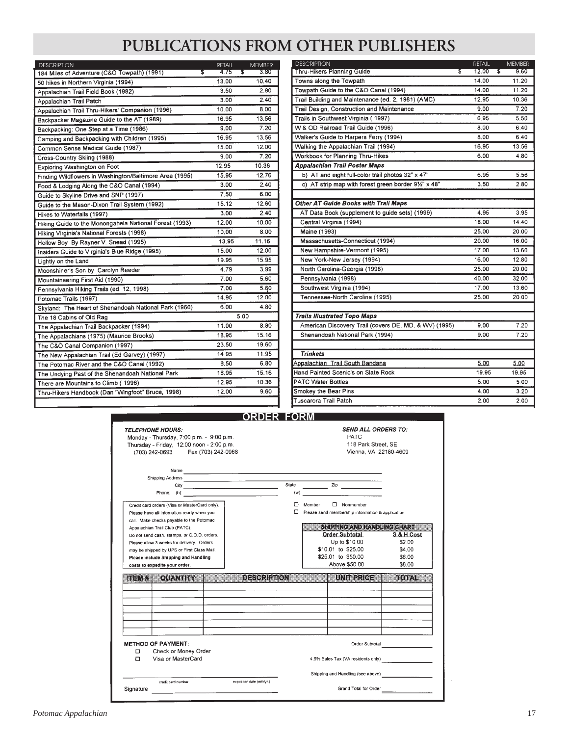# PUBLICATIONS FROM OTHER PUBLISHERS

| DESCRIPTION | RETAIL | MEMBER |
|---|---|---|
| 184 Miles of Adventure (C&O Towpath) (1991) | $ 4.75 | $ 3.80 |
| 50 hikes in Northern Virginia (1994) | 13.00 | 10.40 |
| Appalachian Trail Field Book (1982) | 3.50 | 2.80 |
| Appalachian Trail Patch | 3.00 | 2.40 |
| Appalachian Trail Thru-Hikers' Companion (1996) | 10.00 | 8.00 |
| Backpacker Magazine Guide to the AT (1989) | 16.95 | 13.56 |
| Backpacking: One Step at a Time (1986) | 9.00 | 7.20 |
| Camping and Backpacking with Children (1995) | 16.95 | 13.56 |
| Common Sense Medical Guide (1987) | 15.00 | 12.00 |
| Cross-Country Skiing (1988) | 9.00 | 7.20 |
| Exploring Washington on Foot | 12.95 | 10.36 |
| Finding Wildflowers in Washington/Baltimore Area (1995) | 15.95 | 12.76 |
| Food & Lodging Along the C&O Canal (1994) | 3.00 | 2.40 |
| Guide to Skyline Drive and SNP (1997) | 7.50 | 6.00 |
| Guide to the Mason-Dixon Trail System (1992) | 15.12 | 12.60 |
| Hikes to Waterfalls (1997) | 3.00 | 2.40 |
| Hiking Guide to the Monongahela National Forest (1993) | 12.00 | 10.00 |
| Hiking Virginia's National Forests (1998) | 10.00 | 8.00 |
| Hollow Boy By Rayner V. Snead (1995) | 13.95 | 11.16 |
| Insiders Guide to Virginia's Blue Ridge (1995) | 15.00 | 12.00 |
| Lightly on the Land | 19.95 | 15.95 |
| Moonshiner's Son by Carolyn Reeder | 4.79 | 3.99 |
| Mountaineering First Aid (1990) | 7.00 | 5.60 |
| Pennsylvania Hiking Trails (ed. 12, 1998) | 7.00 | 5.60 |
| Potomac Trails (1997) | 14.95 | 12.00 |
| Skyland: The Heart of Shenandoah National Park (1960) | 6.00 | 4.80 |
| The 18 Cabins of Old Rag | 5.00 | |
| The Appalachian Trail Backpacker (1994) | 11.00 | 8.80 |
| The Appalachians (1975) (Maurice Brooks) | 18.95 | 15.16 |
| The C&O Canal Companion (1997) | 23.50 | 19.60 |
| The New Appalachian Trail (Ed Garvey) (1997) | 14.95 | 11.95 |
| The Potomac River and the C&O Canal (1992) | 8.50 | 6.80 |
| The Undying Past of the Shenandoah National Park | 18.95 | 15.16 |
| There are Mountains to Climb ( 1996) | 12.95 | 10.36 |
| Thru-Hikers Handbook (Dan "Wingfoot" Bruce, 1998) | 12.00 | 9.60 |

| DESCRIPTION | RETAIL | MEMBER |
|---|---|---|
| Thru-Hikers Planning Guide | $ 12.00 | $ 9.60 |
| Towns along the Towpath | 14.00 | 11.20 |
| Towpath Guide to the C&O Canal (1994) | 14.00 | 11.20 |
| Trail Building and Maintenance (ed. 2, 1981) (AMC) | 12.95 | 10.36 |
| Trail Design, Construction and Maintenance | 9.00 | 7.20 |
| Trails in Southwest Virginia ( 1997) | 6.95 | 5.50 |
| W & OD Railroad Trail Guide (1996) | 8.00 | 6.40 |
| Walker's Guide to Harpers Ferry (1994) | 8.00 | 6.40 |
| Walking the Appalachian Trail (1994) | 16.95 | 13.56 |
| Workbook for Planning Thru-Hikes | 6.00 | 4.80 |
| ***Appalachian Trail Poster Maps*** | | |
| b) AT and eight full-color trail photos 32" x 47" | 6.95 | 5.56 |
| c) AT strip map with forest green border 9½" x 48" | 3.50 | 2.80 |
| | | |
| ***Other AT Guide Books with Trail Maps*** | | |
| AT Data Book (supplement to guide sets) (1999) | 4.95 | 3.95 |
| Central Virginia (1994) | 18.00 | 14.40 |
| Maine (1993) | 25.00 | 20.00 |
| Massachusetts-Connecticut (1994) | 20.00 | 16.00 |
| New Hampshire-Vermont (1995) | 17.00 | 13.60 |
| New York-New Jersey (1994) | 16.00 | 12.80 |
| North Carolina-Georgia (1998) | 25.00 | 20.00 |
| Pennsylvania (1998) | 40.00 | 32.00 |
| Southwest Virginia (1994) | 17.00 | 13.60 |
| Tennessee-North Carolina (1995) | 25.00 | 20.00 |
| | | |
| ***Trails Illustrated Topo Maps*** | | |
| American Discovery Trail (covers DE, MD, & WV) (1995) | 9.00 | 7.20 |
| Shenandoah National Park (1994) | 9.00 | 7.20 |
| | | |
| ***Trinkets*** | | |
| Appalachian Trail South Bandana | 5.00 | 5.00 |
| Hand Painted Scenic's on Slate Rock | 19.95 | 19.95 |
| PATC Water Bottles | 5.00 | 5.00 |
| Smokey the Bear Pins | 4.00 | 3.20 |
| Tuscarora Trail Patch | 2.00 | 2.00 |

## ORDER FORM

***TELEPHONE HOURS:***
Monday - Thursday, 7:00 p.m. - 9:00 p.m.
Thursday - Friday, 12:00 noon - 2:00 p.m.
(703) 242-0693 Fax (703) 242-0968

***SEND ALL ORDERS TO:***
PATC
118 Park Street, SE
Vienna, VA 22180-4609

Name ______________________
Shipping Address ______________________
City ____________ State ______ Zip ______
Phone: (h): ____________ (w): ____________

Credit card orders (Visa or MasterCard only). Please have all infomation ready when you call. Make checks payable to the Potomac Appalachian Trail Club (PATC). Do not send cash, stamps, or C.O.D. orders. Please allow 3 weeks for delivery. Orders may be shipped by UPS or First Class Mail. **Please include Shipping and Handling costs to expedite your order.**

☐ Member ☐ Nonmember
☐ Please send membership information & application

| SHIPPING AND HANDLING CHART | |
|---|---|
| **Order Subtotal** | **S & H Cost** |
| Up to $10.00 | $2.00 |
| $10.01 to $25.00 | $4.00 |
| $25.01 to $50.00 | $6.00 |
| Above $50.00 | $8.00 |

| ITEM # | QUANTITY | DESCRIPTION | UNIT PRICE | TOTAL |
|---|---|---|---|---|
| | | | | |
| | | | | |
| | | | | |
| | | | | |
| | | | | |
| | | | | |

**METHOD OF PAYMENT:**
☐ Check or Money Order
☐ Visa or MasterCard

Order Subtotal ____________
4.5% Sales Tax (VA residents only) ____________
Shipping and Handling (see above) ____________
Grand Total for Order ____________

____________ credit card number ____________ expiration date (mth/yr.)

Signature ______________________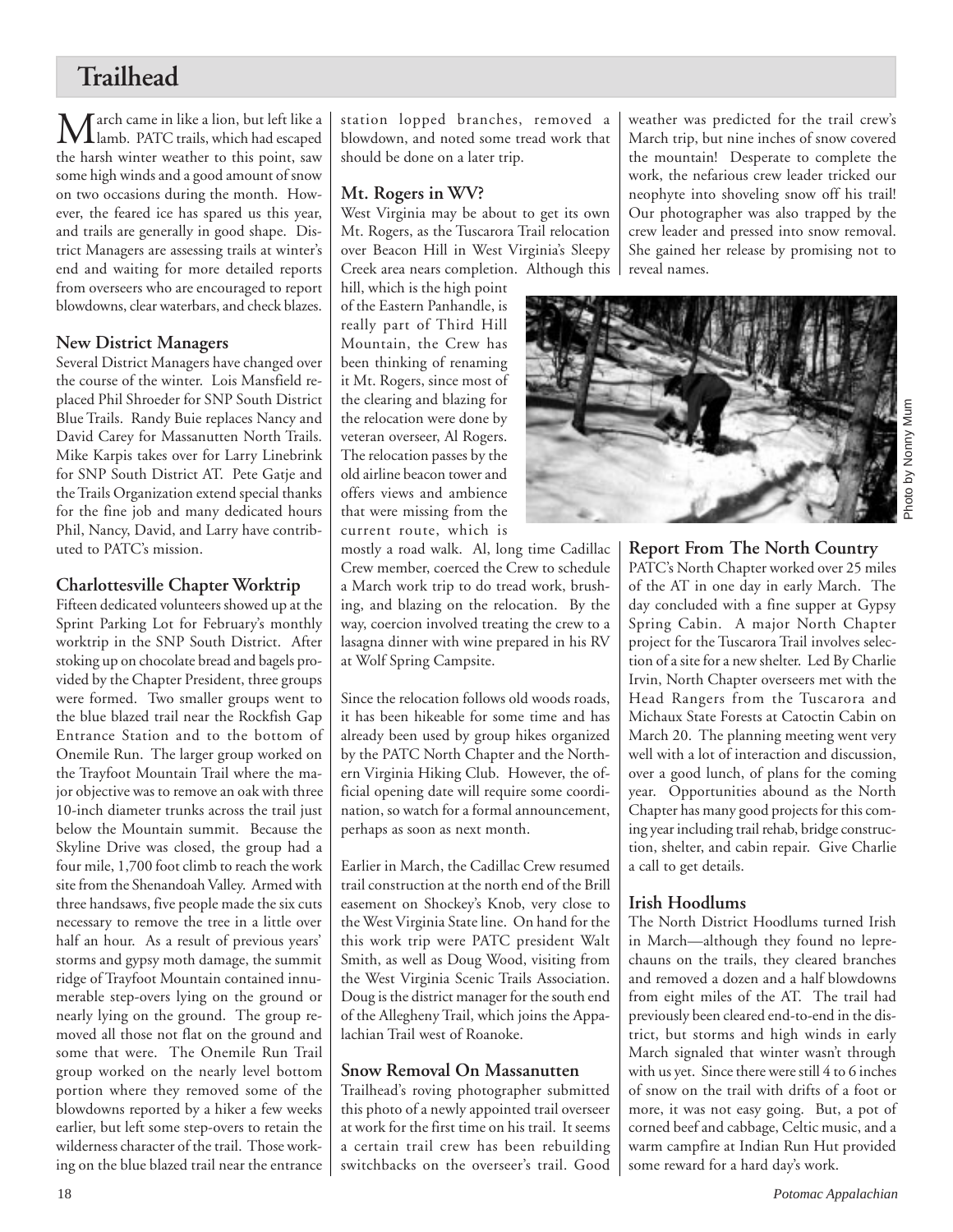# Trailhead

March came in like a lion, but left like a lamb. PATC trails, which had escaped the harsh winter weather to this point, saw some high winds and a good amount of snow on two occasions during the month. However, the feared ice has spared us this year, and trails are generally in good shape. District Managers are assessing trails at winter's end and waiting for more detailed reports from overseers who are encouraged to report blowdowns, clear waterbars, and check blazes.

### New District Managers

Several District Managers have changed over the course of the winter. Lois Mansfield replaced Phil Shroeder for SNP South District Blue Trails. Randy Buie replaces Nancy and David Carey for Massanutten North Trails. Mike Karpis takes over for Larry Linebrink for SNP South District AT. Pete Gatje and the Trails Organization extend special thanks for the fine job and many dedicated hours Phil, Nancy, David, and Larry have contributed to PATC's mission.

### Charlottesville Chapter Worktrip

Fifteen dedicated volunteers showed up at the Sprint Parking Lot for February's monthly worktrip in the SNP South District. After stoking up on chocolate bread and bagels provided by the Chapter President, three groups were formed. Two smaller groups went to the blue blazed trail near the Rockfish Gap Entrance Station and to the bottom of Onemile Run. The larger group worked on the Trayfoot Mountain Trail where the major objective was to remove an oak with three 10-inch diameter trunks across the trail just below the Mountain summit. Because the Skyline Drive was closed, the group had a four mile, 1,700 foot climb to reach the work site from the Shenandoah Valley. Armed with three handsaws, five people made the six cuts necessary to remove the tree in a little over half an hour. As a result of previous years' storms and gypsy moth damage, the summit ridge of Trayfoot Mountain contained innumerable step-overs lying on the ground or nearly lying on the ground. The group removed all those not flat on the ground and some that were. The Onemile Run Trail group worked on the nearly level bottom portion where they removed some of the blowdowns reported by a hiker a few weeks earlier, but left some step-overs to retain the wilderness character of the trail. Those working on the blue blazed trail near the entrance station lopped branches, removed a blowdown, and noted some tread work that should be done on a later trip.

### Mt. Rogers in WV?

West Virginia may be about to get its own Mt. Rogers, as the Tuscarora Trail relocation over Beacon Hill in West Virginia's Sleepy Creek area nears completion. Although this hill, which is the high point of the Eastern Panhandle, is really part of Third Hill Mountain, the Crew has been thinking of renaming it Mt. Rogers, since most of the clearing and blazing for the relocation were done by veteran overseer, Al Rogers. The relocation passes by the old airline beacon tower and offers views and ambience that were missing from the current route, which is mostly a road walk. Al, long time Cadillac Crew member, coerced the Crew to schedule a March work trip to do tread work, brushing, and blazing on the relocation. By the way, coercion involved treating the crew to a lasagna dinner with wine prepared in his RV at Wolf Spring Campsite.

Since the relocation follows old woods roads, it has been hikeable for some time and has already been used by group hikes organized by the PATC North Chapter and the Northern Virginia Hiking Club. However, the official opening date will require some coordination, so watch for a formal announcement, perhaps as soon as next month.

Earlier in March, the Cadillac Crew resumed trail construction at the north end of the Brill easement on Shockey's Knob, very close to the West Virginia State line. On hand for the this work trip were PATC president Walt Smith, as well as Doug Wood, visiting from the West Virginia Scenic Trails Association. Doug is the district manager for the south end of the Allegheny Trail, which joins the Appalachian Trail west of Roanoke.

### Snow Removal On Massanutten

Trailhead's roving photographer submitted this photo of a newly appointed trail overseer at work for the first time on his trail. It seems a certain trail crew has been rebuilding switchbacks on the overseer's trail. Good weather was predicted for the trail crew's March trip, but nine inches of snow covered the mountain! Desperate to complete the work, the nefarious crew leader tricked our neophyte into shoveling snow off his trail! Our photographer was also trapped by the crew leader and pressed into snow removal. She gained her release by promising not to reveal names.

Photo by Nonny Mum

### Report From The North Country

PATC's North Chapter worked over 25 miles of the AT in one day in early March. The day concluded with a fine supper at Gypsy Spring Cabin. A major North Chapter project for the Tuscarora Trail involves selection of a site for a new shelter. Led By Charlie Irvin, North Chapter overseers met with the Head Rangers from the Tuscarora and Michaux State Forests at Catoctin Cabin on March 20. The planning meeting went very well with a lot of interaction and discussion, over a good lunch, of plans for the coming year. Opportunities abound as the North Chapter has many good projects for this coming year including trail rehab, bridge construction, shelter, and cabin repair. Give Charlie a call to get details.

### Irish Hoodlums

The North District Hoodlums turned Irish in March—although they found no leprechauns on the trails, they cleared branches and removed a dozen and a half blowdowns from eight miles of the AT. The trail had previously been cleared end-to-end in the district, but storms and high winds in early March signaled that winter wasn't through with us yet. Since there were still 4 to 6 inches of snow on the trail with drifts of a foot or more, it was not easy going. But, a pot of corned beef and cabbage, Celtic music, and a warm campfire at Indian Run Hut provided some reward for a hard day's work.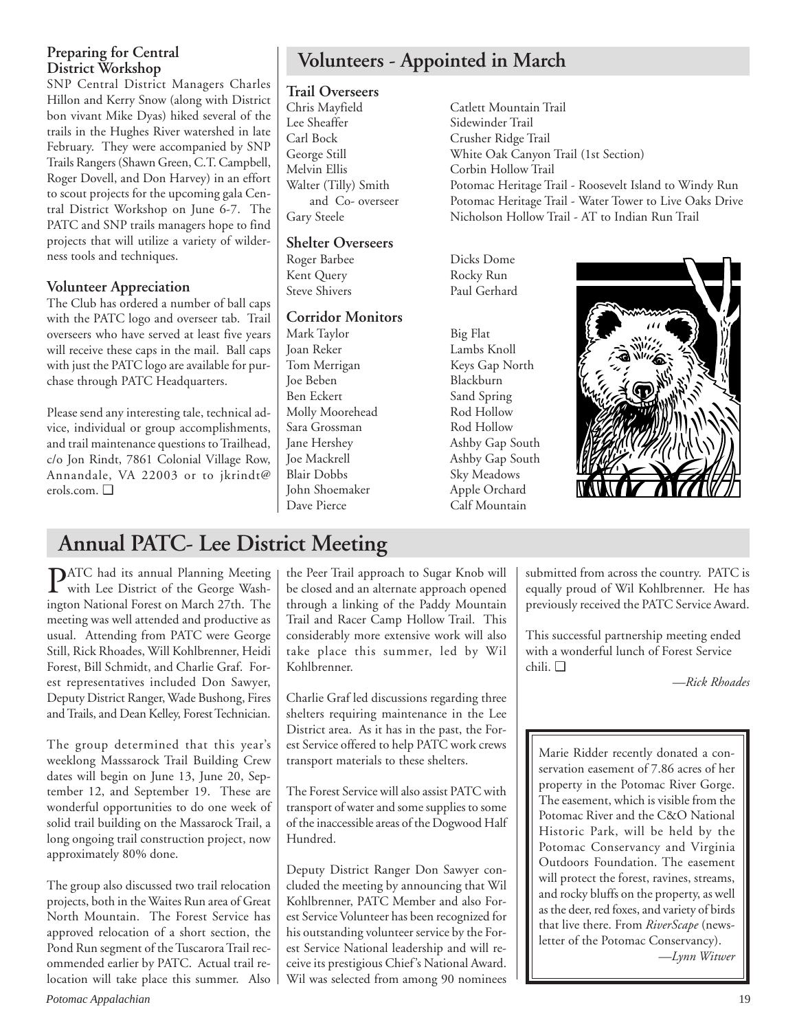### Preparing for Central District Workshop

SNP Central District Managers Charles Hillon and Kerry Snow (along with District bon vivant Mike Dyas) hiked several of the trails in the Hughes River watershed in late February. They were accompanied by SNP Trails Rangers (Shawn Green, C.T. Campbell, Roger Dovell, and Don Harvey) in an effort to scout projects for the upcoming gala Central District Workshop on June 6-7. The PATC and SNP trails managers hope to find projects that will utilize a variety of wilderness tools and techniques.

### Volunteer Appreciation

The Club has ordered a number of ball caps with the PATC logo and overseer tab. Trail overseers who have served at least five years will receive these caps in the mail. Ball caps with just the PATC logo are available for purchase through PATC Headquarters.

Please send any interesting tale, technical advice, individual or group accomplishments, and trail maintenance questions to Trailhead, c/o Jon Rindt, 7861 Colonial Village Row, Annandale, VA 22003 or to jkrindt@erols.com. ❑

## Volunteers - Appointed in March

### Trail Overseers

| | |
|---|---|
| Chris Mayfield | Catlett Mountain Trail |
| Lee Sheaffer | Sidewinder Trail |
| Carl Bock | Crusher Ridge Trail |
| George Still | White Oak Canyon Trail (1st Section) |
| Melvin Ellis | Corbin Hollow Trail |
| Walter (Tilly) Smith | Potomac Heritage Trail - Roosevelt Island to Windy Run |
| and Co- overseer | Potomac Heritage Trail - Water Tower to Live Oaks Drive |
| Gary Steele | Nicholson Hollow Trail - AT to Indian Run Trail |

### Shelter Overseers

| | |
|---|---|
| Roger Barbee | Dicks Dome |
| Kent Query | Rocky Run |
| Steve Shivers | Paul Gerhard |

### Corridor Monitors

| | |
|---|---|
| Mark Taylor | Big Flat |
| Joan Reker | Lambs Knoll |
| Tom Merrigan | Keys Gap North |
| Joe Beben | Blackburn |
| Ben Eckert | Sand Spring |
| Molly Moorehead | Rod Hollow |
| Sara Grossman | Rod Hollow |
| Jane Hershey | Ashby Gap South |
| Joe Mackrell | Ashby Gap South |
| Blair Dobbs | Sky Meadows |
| John Shoemaker | Apple Orchard |
| Dave Pierce | Calf Mountain |

## Annual PATC- Lee District Meeting

PATC had its annual Planning Meeting with Lee District of the George Washington National Forest on March 27th. The meeting was well attended and productive as usual. Attending from PATC were George Still, Rick Rhoades, Will Kohlbrenner, Heidi Forest, Bill Schmidt, and Charlie Graf. Forest representatives included Don Sawyer, Deputy District Ranger, Wade Bushong, Fires and Trails, and Dean Kelley, Forest Technician.

The group determined that this year's weeklong Masssarock Trail Building Crew dates will begin on June 13, June 20, September 12, and September 19. These are wonderful opportunities to do one week of solid trail building on the Massarock Trail, a long ongoing trail construction project, now approximately 80% done.

The group also discussed two trail relocation projects, both in the Waites Run area of Great North Mountain. The Forest Service has approved relocation of a short section, the Pond Run segment of the Tuscarora Trail recommended earlier by PATC. Actual trail relocation will take place this summer. Also the Peer Trail approach to Sugar Knob will be closed and an alternate approach opened through a linking of the Paddy Mountain Trail and Racer Camp Hollow Trail. This considerably more extensive work will also take place this summer, led by Wil Kohlbrenner.

Charlie Graf led discussions regarding three shelters requiring maintenance in the Lee District area. As it has in the past, the Forest Service offered to help PATC work crews transport materials to these shelters.

The Forest Service will also assist PATC with transport of water and some supplies to some of the inaccessible areas of the Dogwood Half Hundred.

Deputy District Ranger Don Sawyer concluded the meeting by announcing that Wil Kohlbrenner, PATC Member and also Forest Service Volunteer has been recognized for his outstanding volunteer service by the Forest Service National leadership and will receive its prestigious Chief's National Award. Wil was selected from among 90 nominees submitted from across the country. PATC is equally proud of Wil Kohlbrenner. He has previously received the PATC Service Award.

This successful partnership meeting ended with a wonderful lunch of Forest Service chili. ❑

*—Rick Rhoades*

Marie Ridder recently donated a conservation easement of 7.86 acres of her property in the Potomac River Gorge. The easement, which is visible from the Potomac River and the C&O National Historic Park, will be held by the Potomac Conservancy and Virginia Outdoors Foundation. The easement will protect the forest, ravines, streams, and rocky bluffs on the property, as well as the deer, red foxes, and variety of birds that live there. From *RiverScape* (newsletter of the Potomac Conservancy).

*—Lynn Witwer*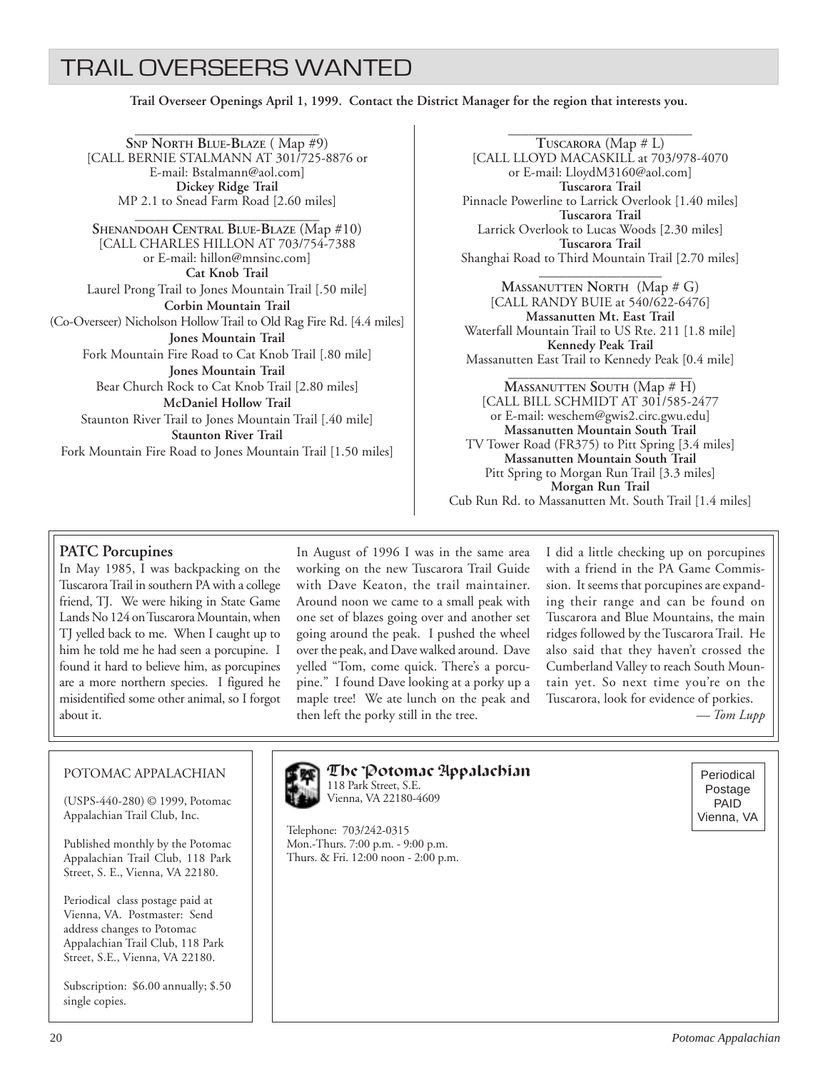# TRAIL OVERSEERS WANTED

**Trail Overseer Openings April 1, 1999. Contact the District Manager for the region that interests you.**

**SNP NORTH BLUE-BLAZE** ( Map #9)
[CALL BERNIE STALMANN AT 301/725-8876 or E-mail: Bstalmann@aol.com]

**Dickey Ridge Trail**
MP 2.1 to Snead Farm Road [2.60 miles]

**SHENANDOAH CENTRAL BLUE-BLAZE** (Map #10)
[CALL CHARLES HILLON AT 703/754-7388 or E-mail: hillon@mnsinc.com]

**Cat Knob Trail**
Laurel Prong Trail to Jones Mountain Trail [.50 mile]

**Corbin Mountain Trail**
(Co-Overseer) Nicholson Hollow Trail to Old Rag Fire Rd. [4.4 miles]

**Jones Mountain Trail**
Fork Mountain Fire Road to Cat Knob Trail [.80 mile]

**Jones Mountain Trail**
Bear Church Rock to Cat Knob Trail [2.80 miles]

**McDaniel Hollow Trail**
Staunton River Trail to Jones Mountain Trail [.40 mile]

**Staunton River Trail**
Fork Mountain Fire Road to Jones Mountain Trail [1.50 miles]

**TUSCARORA** (Map # L)
[CALL LLOYD MACASKILL at 703/978-4070 or E-mail: LloydM3160@aol.com]

**Tuscarora Trail**
Pinnacle Powerline to Larrick Overlook [1.40 miles]

**Tuscarora Trail**
Larrick Overlook to Lucas Woods [2.30 miles]

**Tuscarora Trail**
Shanghai Road to Third Mountain Trail [2.70 miles]

**MASSANUTTEN NORTH** (Map # G)
[CALL RANDY BUIE at 540/622-6476]

**Massanutten Mt. East Trail**
Waterfall Mountain Trail to US Rte. 211 [1.8 mile]

**Kennedy Peak Trail**
Massanutten East Trail to Kennedy Peak [0.4 mile]

**MASSANUTTEN SOUTH** (Map # H)
[CALL BILL SCHMIDT AT 301/585-2477 or E-mail: weschem@gwis2.circ.gwu.edu]

**Massanutten Mountain South Trail**
TV Tower Road (FR375) to Pitt Spring [3.4 miles]

**Massanutten Mountain South Trail**
Pitt Spring to Morgan Run Trail [3.3 miles]

**Morgan Run Trail**
Cub Run Rd. to Massanutten Mt. South Trail [1.4 miles]

## PATC Porcupines

In May 1985, I was backpacking on the Tuscarora Trail in southern PA with a college friend, TJ. We were hiking in State Game Lands No 124 on Tuscarora Mountain, when TJ yelled back to me. When I caught up to him he told me he had seen a porcupine. I found it hard to believe him, as porcupines are a more northern species. I figured he misidentified some other animal, so I forgot about it.

In August of 1996 I was in the same area working on the new Tuscarora Trail Guide with Dave Keaton, the trail maintainer. Around noon we came to a small peak with one set of blazes going over and another set going around the peak. I pushed the wheel over the peak, and Dave walked around. Dave yelled "Tom, come quick. There's a porcupine." I found Dave looking at a porky up a maple tree! We ate lunch on the peak and then left the porky still in the tree.

I did a little checking up on porcupines with a friend in the PA Game Commission. It seems that porcupines are expanding their range and can be found on Tuscarora and Blue Mountains, the main ridges followed by the Tuscarora Trail. He also said that they haven't crossed the Cumberland Valley to reach South Mountain yet. So next time you're on the Tuscarora, look for evidence of porkies.

*— Tom Lupp*

POTOMAC APPALACHIAN

(USPS-440-280) © 1999, Potomac Appalachian Trail Club, Inc.

Published monthly by the Potomac Appalachian Trail Club, 118 Park Street, S. E., Vienna, VA 22180.

Periodical class postage paid at Vienna, VA. Postmaster: Send address changes to Potomac Appalachian Trail Club, 118 Park Street, S.E., Vienna, VA 22180.

Subscription: $6.00 annually; $.50 single copies.

**The Potomac Appalachian**
118 Park Street, S.E.
Vienna, VA 22180-4609

Telephone: 703/242-0315
Mon.-Thurs. 7:00 p.m. - 9:00 p.m.
Thurs. & Fri. 12:00 noon - 2:00 p.m.

Periodical
Postage
PAID
Vienna, VA